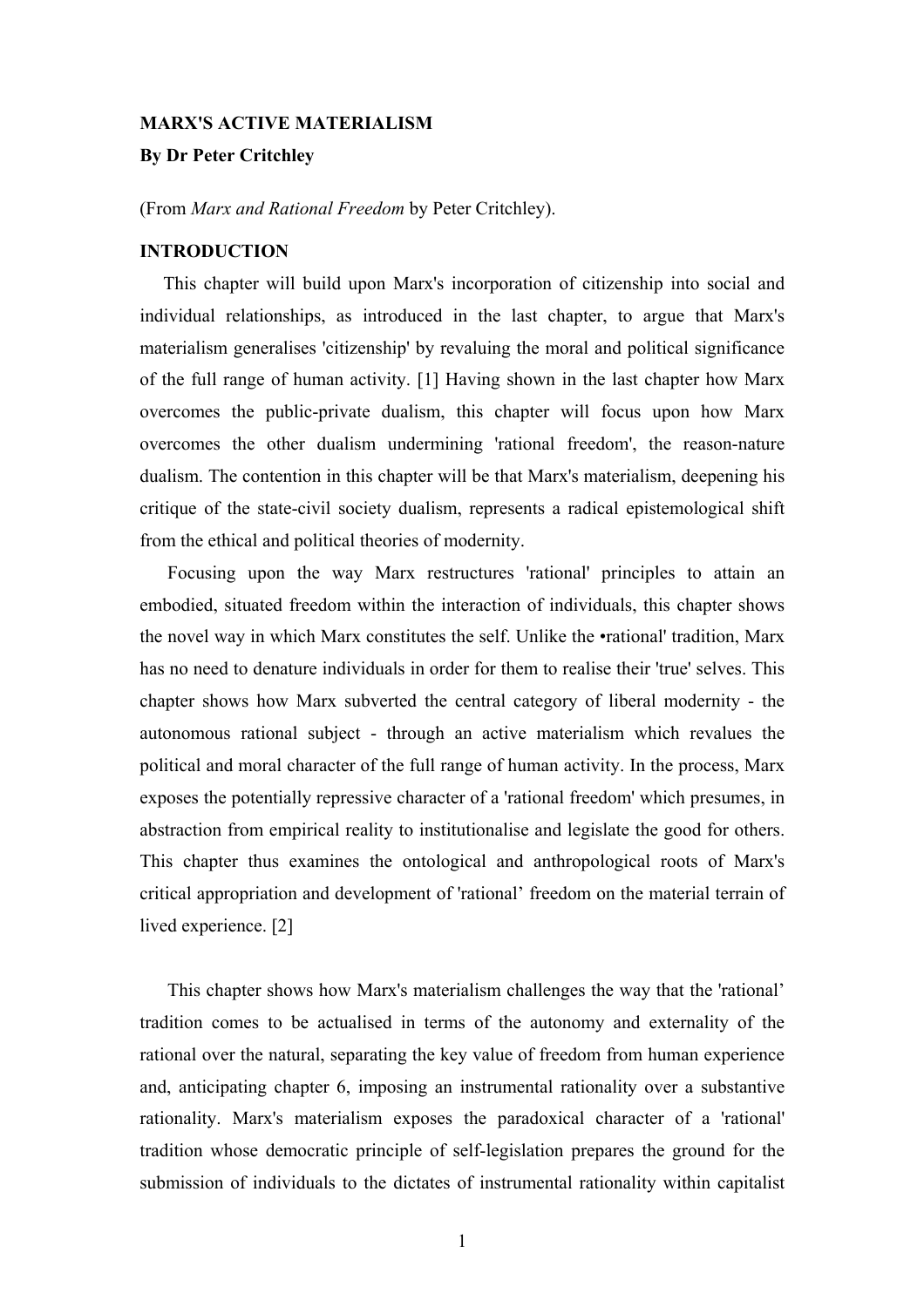**MARX'S ACTIVE MATERIALISM**

**By Dr Peter Critchley**

(From *Marx and Rational Freedom* by Peter Critchley).

**INTRODUCTION**

This chapter will build upon Marx's incorporation of citizenship into social and individual relationships, as introduced in the last chapter, to argue that Marx's materialism generalises 'citizenship' by revaluing the moral and political significance of the full range of human activity. [1] Having shown in the last chapter how Marx overcomes the public-private dualism, this chapter will focus upon how Marx overcomes the other dualism undermining 'rational freedom', the reason-nature dualism. The contention in this chapter will be that Marx's materialism, deepening his critique of the state-civil society dualism, represents a radical epistemological shift from the ethical and political theories of modernity.

Focusing upon the way Marx restructures 'rational' principles to attain an embodied, situated freedom within the interaction of individuals, this chapter shows the novel way in which Marx constitutes the self. Unlike the •rational' tradition, Marx has no need to denature individuals in order for them to realise their 'true' selves. This chapter shows how Marx subverted the central category of liberal modernity - the autonomous rational subject - through an active materialism which revalues the political and moral character of the full range of human activity. In the process, Marx exposes the potentially repressive character of a 'rational freedom' which presumes, in abstraction from empirical reality to institutionalise and legislate the good for others. This chapter thus examines the ontological and anthropological roots of Marx's critical appropriation and development of 'rational' freedom on the material terrain of lived experience. [2]

This chapter shows how Marx's materialism challenges the way that the 'rational' tradition comes to be actualised in terms of the autonomy and externality of the rational over the natural, separating the key value of freedom from human experience and, anticipating chapter 6, imposing an instrumental rationality over a substantive rationality. Marx's materialism exposes the paradoxical character of a 'rational' tradition whose democratic principle of self-legislation prepares the ground for the submission of individuals to the dictates of instrumental rationality within capitalist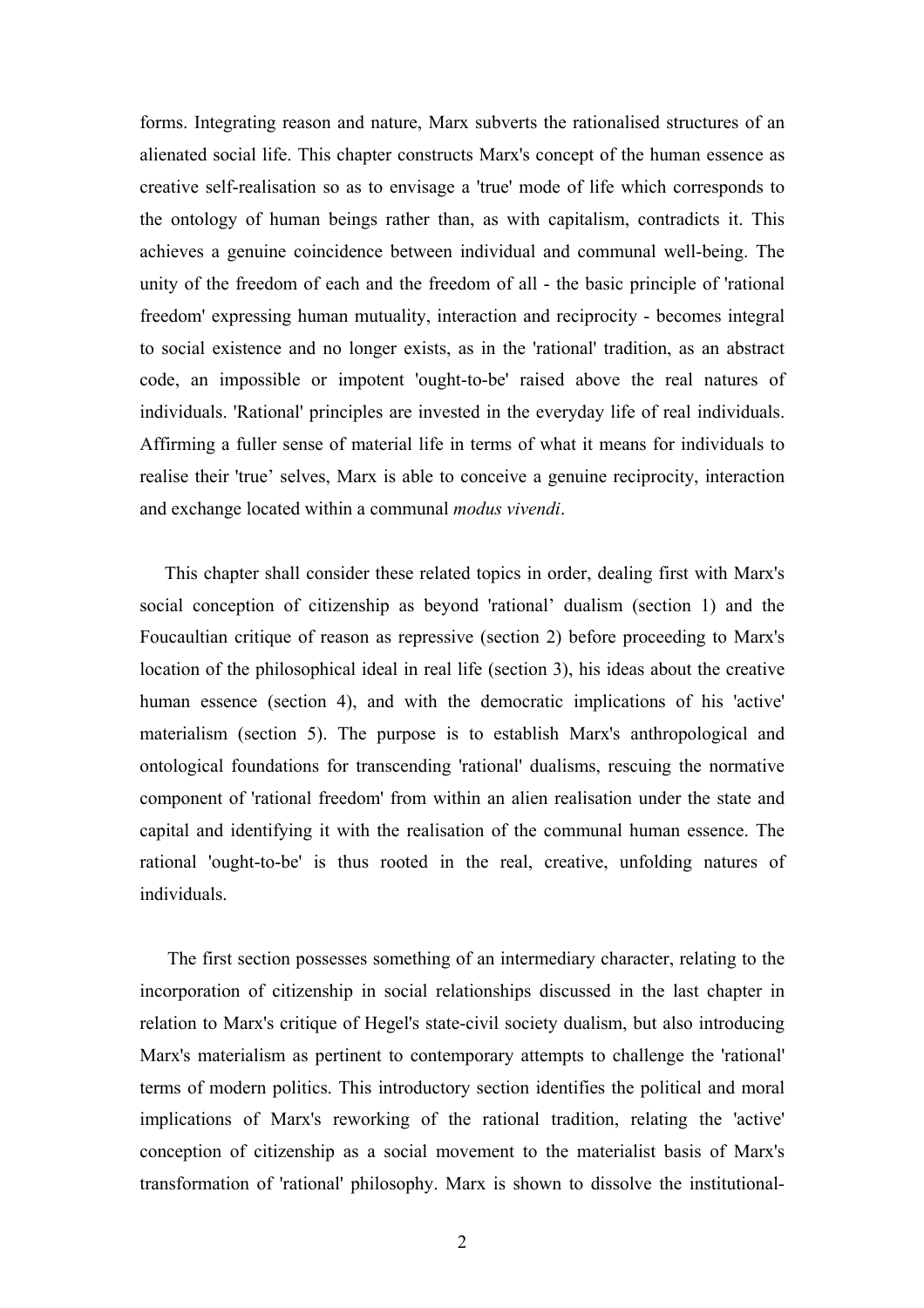forms. Integrating reason and nature, Marx subverts the rationalised structures of an alienated social life. This chapter constructs Marx's concept of the human essence as creative self-realisation so as to envisage a 'true' mode of life which corresponds to the ontology of human beings rather than, as with capitalism, contradicts it. This achieves a genuine coincidence between individual and communal well-being. The unity of the freedom of each and the freedom of all - the basic principle of 'rational freedom' expressing human mutuality, interaction and reciprocity - becomes integral to social existence and no longer exists, as in the 'rational' tradition, as an abstract code, an impossible or impotent 'ought-to-be' raised above the real natures of individuals. 'Rational' principles are invested in the everyday life of real individuals. Affirming a fuller sense of material life in terms of what it means for individuals to realise their 'true' selves, Marx is able to conceive a genuine reciprocity, interaction and exchange located within a communal *modus vivendi*.

This chapter shall consider these related topics in order, dealing first with Marx's social conception of citizenship as beyond 'rational' dualism (section 1) and the Foucaultian critique of reason as repressive (section 2) before proceeding to Marx's location of the philosophical ideal in real life (section 3), his ideas about the creative human essence (section 4), and with the democratic implications of his 'active' materialism (section 5). The purpose is to establish Marx's anthropological and ontological foundations for transcending 'rational' dualisms, rescuing the normative component of 'rational freedom' from within an alien realisation under the state and capital and identifying it with the realisation of the communal human essence. The rational 'ought-to-be' is thus rooted in the real, creative, unfolding natures of individuals.

The first section possesses something of an intermediary character, relating to the incorporation of citizenship in social relationships discussed in the last chapter in relation to Marx's critique of Hegel's state-civil society dualism, but also introducing Marx's materialism as pertinent to contemporary attempts to challenge the 'rational' terms of modern politics. This introductory section identifies the political and moral implications of Marx's reworking of the rational tradition, relating the 'active' conception of citizenship as a social movement to the materialist basis of Marx's transformation of 'rational' philosophy. Marx is shown to dissolve the institutional-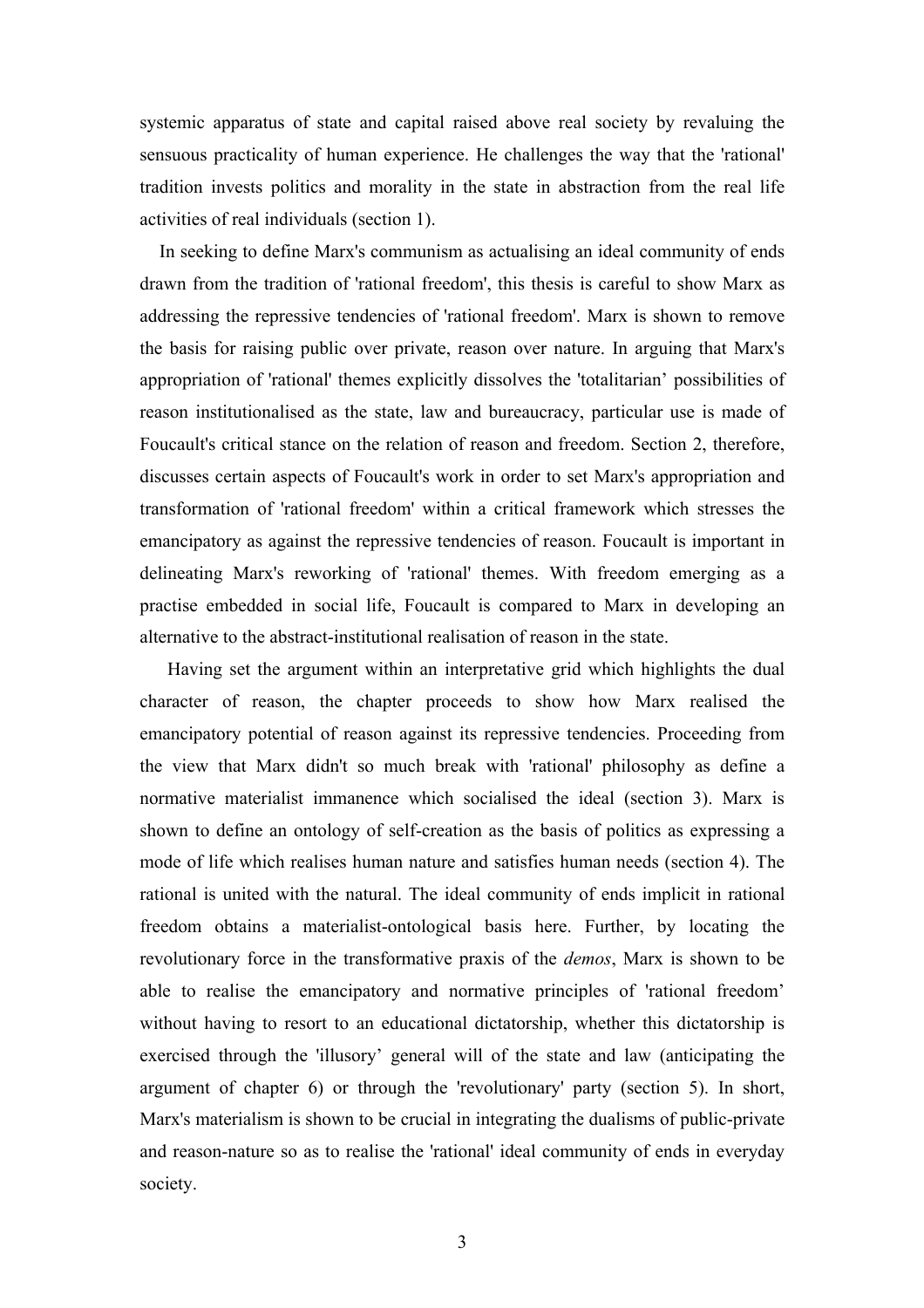systemic apparatus of state and capital raised above real society by revaluing the sensuous practicality of human experience. He challenges the way that the 'rational' tradition invests politics and morality in the state in abstraction from the real life activities of real individuals (section 1).

In seeking to define Marx's communism as actualising an ideal community of ends drawn from the tradition of 'rational freedom', this thesis is careful to show Marx as addressing the repressive tendencies of 'rational freedom'. Marx is shown to remove the basis for raising public over private, reason over nature. In arguing that Marx's appropriation of 'rational' themes explicitly dissolves the 'totalitarian' possibilities of reason institutionalised as the state, law and bureaucracy, particular use is made of Foucault's critical stance on the relation of reason and freedom. Section 2, therefore, discusses certain aspects of Foucault's work in order to set Marx's appropriation and transformation of 'rational freedom' within a critical framework which stresses the emancipatory as against the repressive tendencies of reason. Foucault is important in delineating Marx's reworking of 'rational' themes. With freedom emerging as a practise embedded in social life, Foucault is compared to Marx in developing an alternative to the abstract-institutional realisation of reason in the state.

Having set the argument within an interpretative grid which highlights the dual character of reason, the chapter proceeds to show how Marx realised the emancipatory potential of reason against its repressive tendencies. Proceeding from the view that Marx didn't so much break with 'rational' philosophy as define a normative materialist immanence which socialised the ideal (section 3). Marx is shown to define an ontology of self-creation as the basis of politics as expressing a mode of life which realises human nature and satisfies human needs (section 4). The rational is united with the natural. The ideal community of ends implicit in rational freedom obtains a materialist-ontological basis here. Further, by locating the revolutionary force in the transformative praxis of the *demos*, Marx is shown to be able to realise the emancipatory and normative principles of 'rational freedom' without having to resort to an educational dictatorship, whether this dictatorship is exercised through the 'illusory' general will of the state and law (anticipating the argument of chapter 6) or through the 'revolutionary' party (section 5). In short, Marx's materialism is shown to be crucial in integrating the dualisms of public-private and reason-nature so as to realise the 'rational' ideal community of ends in everyday society.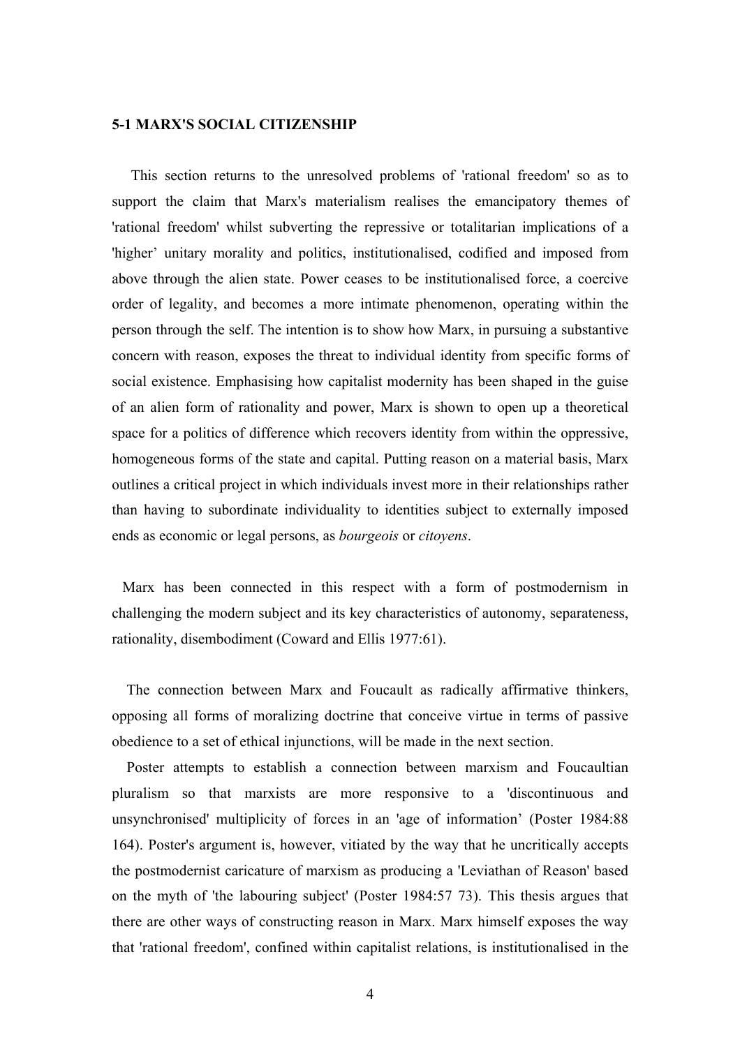## 5-1 MARX'S SOCIAL CITIZENSHIP

This section returns to the unresolved problems of 'rational freedom' so as to support the claim that Marx's materialism realises the emancipatory themes of 'rational freedom' whilst subverting the repressive or totalitarian implications of a 'higher' unitary morality and politics, institutionalised, codified and imposed from above through the alien state. Power ceases to be institutionalised force, a coercive order of legality, and becomes a more intimate phenomenon, operating within the person through the self. The intention is to show how Marx, in pursuing a substantive concern with reason, exposes the threat to individual identity from specific forms of social existence. Emphasising how capitalist modernity has been shaped in the guise of an alien form of rationality and power, Marx is shown to open up a theoretical space for a politics of difference which recovers identity from within the oppressive, homogeneous forms of the state and capital. Putting reason on a material basis, Marx outlines a critical project in which individuals invest more in their relationships rather than having to subordinate individuality to identities subject to externally imposed ends as economic or legal persons, as *bourgeois* or *citoyens*.

Marx has been connected in this respect with a form of postmodernism in challenging the modern subject and its key characteristics of autonomy, separateness, rationality, disembodiment (Coward and Ellis 1977:61).

The connection between Marx and Foucault as radically affirmative thinkers, opposing all forms of moralizing doctrine that conceive virtue in terms of passive obedience to a set of ethical injunctions, will be made in the next section.

Poster attempts to establish a connection between marxism and Foucaultian pluralism so that marxists are more responsive to a 'discontinuous and unsynchronised' multiplicity of forces in an 'age of information' (Poster 1984:88 164). Poster's argument is, however, vitiated by the way that he uncritically accepts the postmodernist caricature of marxism as producing a 'Leviathan of Reason' based on the myth of 'the labouring subject' (Poster 1984:57 73). This thesis argues that there are other ways of constructing reason in Marx. Marx himself exposes the way that 'rational freedom', confined within capitalist relations, is institutionalised in the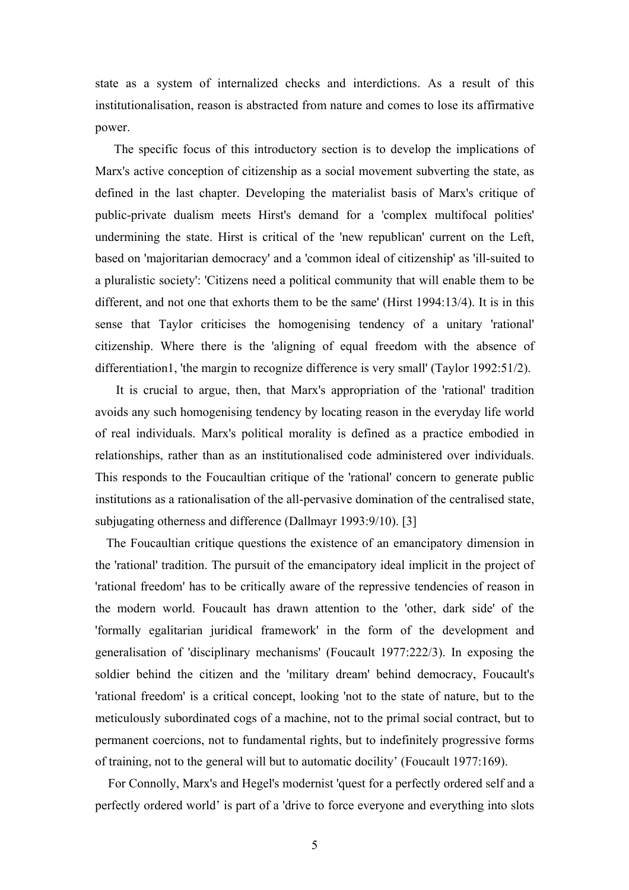state as a system of internalized checks and interdictions. As a result of this institutionalisation, reason is abstracted from nature and comes to lose its affirmative power.

The specific focus of this introductory section is to develop the implications of Marx's active conception of citizenship as a social movement subverting the state, as defined in the last chapter. Developing the materialist basis of Marx's critique of public-private dualism meets Hirst's demand for a 'complex multifocal polities' undermining the state. Hirst is critical of the 'new republican' current on the Left, based on 'majoritarian democracy' and a 'common ideal of citizenship' as 'ill-suited to a pluralistic society': 'Citizens need a political community that will enable them to be different, and not one that exhorts them to be the same' (Hirst 1994:13/4). It is in this sense that Taylor criticises the homogenising tendency of a unitary 'rational' citizenship. Where there is the 'aligning of equal freedom with the absence of differentiation1, 'the margin to recognize difference is very small' (Taylor 1992:51/2).

It is crucial to argue, then, that Marx's appropriation of the 'rational' tradition avoids any such homogenising tendency by locating reason in the everyday life world of real individuals. Marx's political morality is defined as a practice embodied in relationships, rather than as an institutionalised code administered over individuals. This responds to the Foucaultian critique of the 'rational' concern to generate public institutions as a rationalisation of the all-pervasive domination of the centralised state, subjugating otherness and difference (Dallmayr 1993:9/10). [3]

The Foucaultian critique questions the existence of an emancipatory dimension in the 'rational' tradition. The pursuit of the emancipatory ideal implicit in the project of 'rational freedom' has to be critically aware of the repressive tendencies of reason in the modern world. Foucault has drawn attention to the 'other, dark side' of the 'formally egalitarian juridical framework' in the form of the development and generalisation of 'disciplinary mechanisms' (Foucault 1977:222/3). In exposing the soldier behind the citizen and the 'military dream' behind democracy, Foucault's 'rational freedom' is a critical concept, looking 'not to the state of nature, but to the meticulously subordinated cogs of a machine, not to the primal social contract, but to permanent coercions, not to fundamental rights, but to indefinitely progressive forms of training, not to the general will but to automatic docility' (Foucault 1977:169).

For Connolly, Marx's and Hegel's modernist 'quest for a perfectly ordered self and a perfectly ordered world' is part of a 'drive to force everyone and everything into slots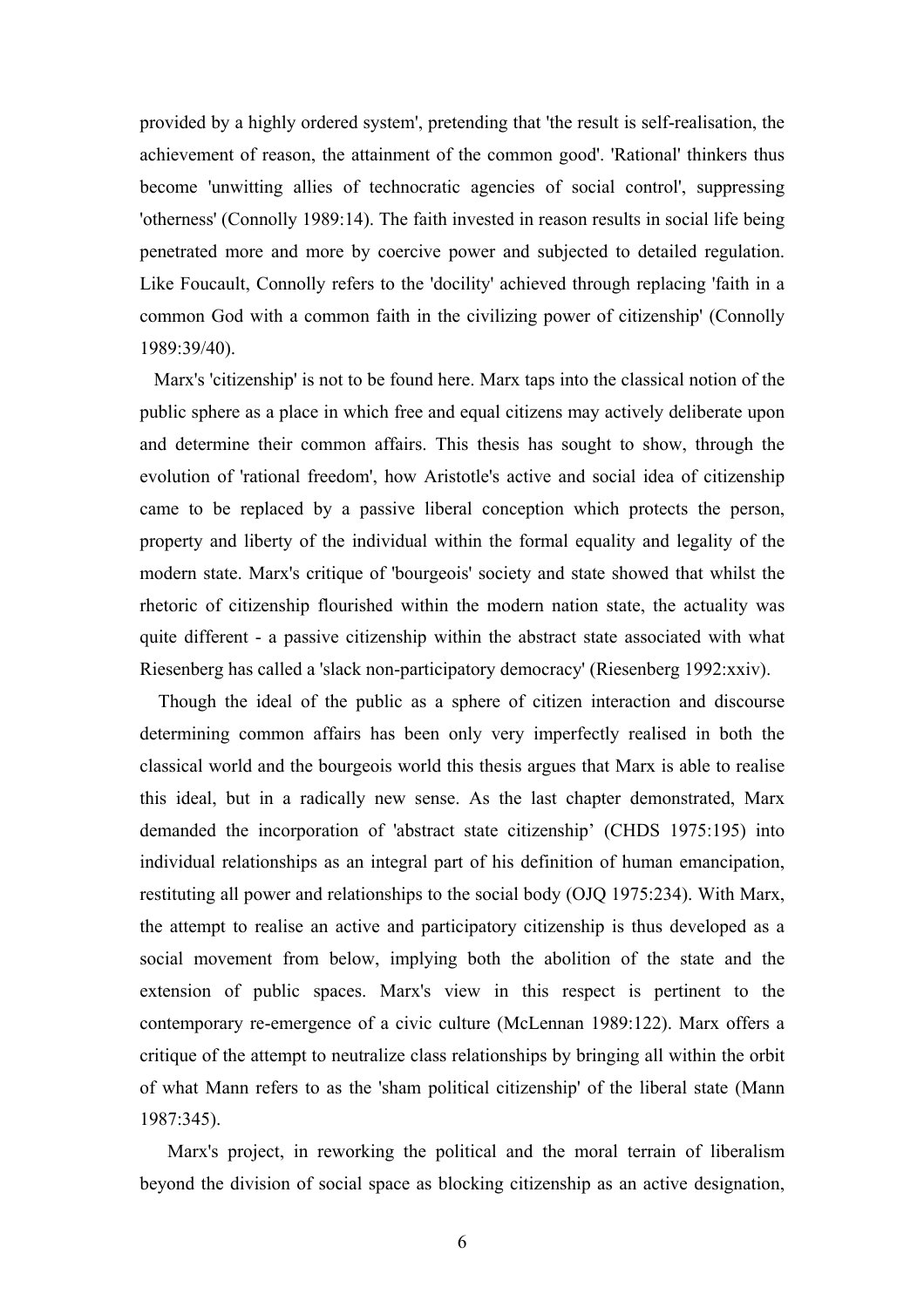provided by a highly ordered system', pretending that 'the result is self-realisation, the achievement of reason, the attainment of the common good'. 'Rational' thinkers thus become 'unwitting allies of technocratic agencies of social control', suppressing 'otherness' (Connolly 1989:14). The faith invested in reason results in social life being penetrated more and more by coercive power and subjected to detailed regulation. Like Foucault, Connolly refers to the 'docility' achieved through replacing 'faith in a common God with a common faith in the civilizing power of citizenship' (Connolly 1989:39/40).

Marx's 'citizenship' is not to be found here. Marx taps into the classical notion of the public sphere as a place in which free and equal citizens may actively deliberate upon and determine their common affairs. This thesis has sought to show, through the evolution of 'rational freedom', how Aristotle's active and social idea of citizenship came to be replaced by a passive liberal conception which protects the person, property and liberty of the individual within the formal equality and legality of the modern state. Marx's critique of 'bourgeois' society and state showed that whilst the rhetoric of citizenship flourished within the modern nation state, the actuality was quite different - a passive citizenship within the abstract state associated with what Riesenberg has called a 'slack non-participatory democracy' (Riesenberg 1992:xxiv).

Though the ideal of the public as a sphere of citizen interaction and discourse determining common affairs has been only very imperfectly realised in both the classical world and the bourgeois world this thesis argues that Marx is able to realise this ideal, but in a radically new sense. As the last chapter demonstrated, Marx demanded the incorporation of 'abstract state citizenship' (CHDS 1975:195) into individual relationships as an integral part of his definition of human emancipation, restituting all power and relationships to the social body (OJQ 1975:234). With Marx, the attempt to realise an active and participatory citizenship is thus developed as a social movement from below, implying both the abolition of the state and the extension of public spaces. Marx's view in this respect is pertinent to the contemporary re-emergence of a civic culture (McLennan 1989:122). Marx offers a critique of the attempt to neutralize class relationships by bringing all within the orbit of what Mann refers to as the 'sham political citizenship' of the liberal state (Mann 1987:345).

Marx's project, in reworking the political and the moral terrain of liberalism beyond the division of social space as blocking citizenship as an active designation,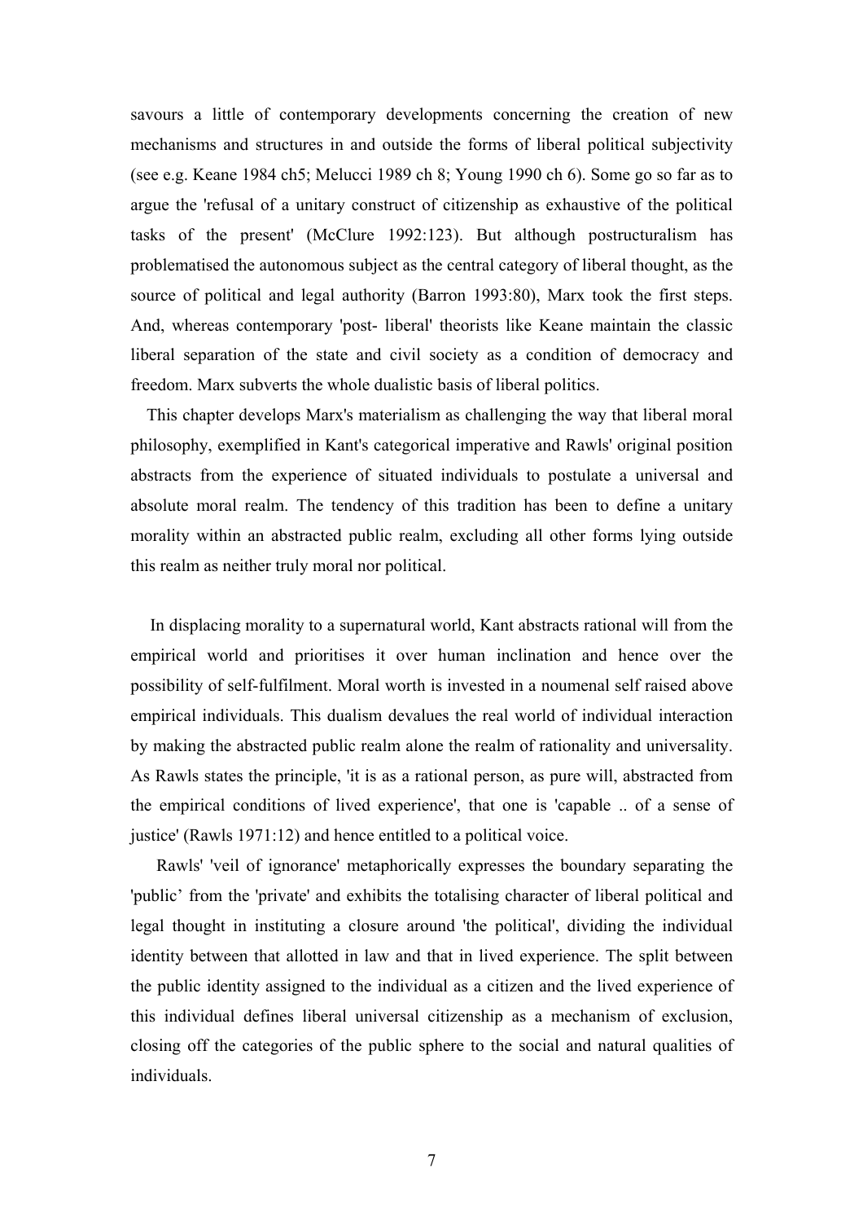savours a little of contemporary developments concerning the creation of new mechanisms and structures in and outside the forms of liberal political subjectivity (see e.g. Keane 1984 ch5; Melucci 1989 ch 8; Young 1990 ch 6). Some go so far as to argue the 'refusal of a unitary construct of citizenship as exhaustive of the political tasks of the present' (McClure 1992:123). But although postructuralism has problematised the autonomous subject as the central category of liberal thought, as the source of political and legal authority (Barron 1993:80), Marx took the first steps. And, whereas contemporary 'post- liberal' theorists like Keane maintain the classic liberal separation of the state and civil society as a condition of democracy and freedom. Marx subverts the whole dualistic basis of liberal politics.

This chapter develops Marx's materialism as challenging the way that liberal moral philosophy, exemplified in Kant's categorical imperative and Rawls' original position abstracts from the experience of situated individuals to postulate a universal and absolute moral realm. The tendency of this tradition has been to define a unitary morality within an abstracted public realm, excluding all other forms lying outside this realm as neither truly moral nor political.

In displacing morality to a supernatural world, Kant abstracts rational will from the empirical world and prioritises it over human inclination and hence over the possibility of self-fulfilment. Moral worth is invested in a noumenal self raised above empirical individuals. This dualism devalues the real world of individual interaction by making the abstracted public realm alone the realm of rationality and universality. As Rawls states the principle, 'it is as a rational person, as pure will, abstracted from the empirical conditions of lived experience', that one is 'capable .. of a sense of justice' (Rawls 1971:12) and hence entitled to a political voice.

Rawls' 'veil of ignorance' metaphorically expresses the boundary separating the 'public' from the 'private' and exhibits the totalising character of liberal political and legal thought in instituting a closure around 'the political', dividing the individual identity between that allotted in law and that in lived experience. The split between the public identity assigned to the individual as a citizen and the lived experience of this individual defines liberal universal citizenship as a mechanism of exclusion, closing off the categories of the public sphere to the social and natural qualities of individuals.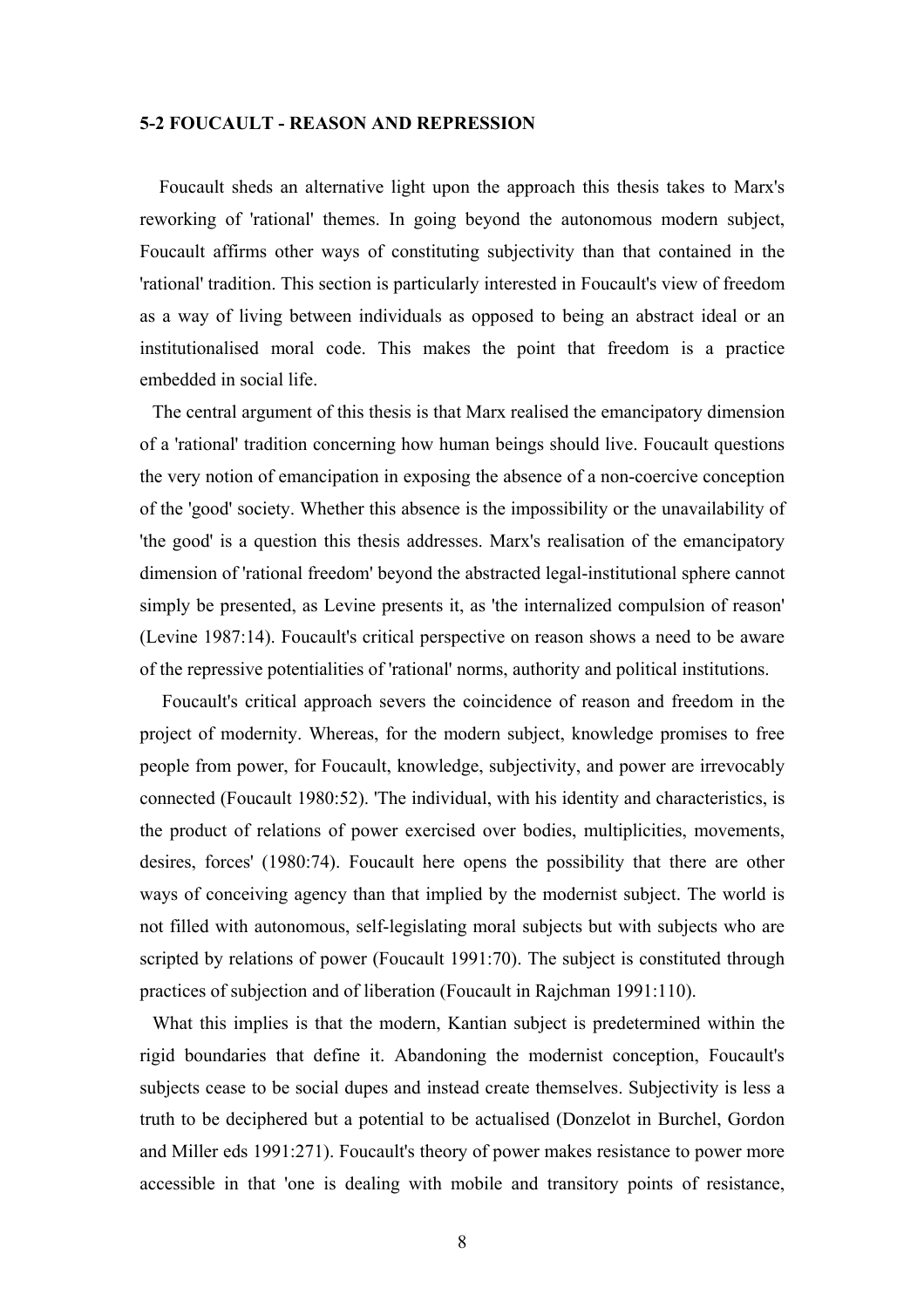### 5-2 FOUCAULT - REASON AND REPRESSION

Foucault sheds an alternative light upon the approach this thesis takes to Marx's reworking of 'rational' themes. In going beyond the autonomous modern subject, Foucault affirms other ways of constituting subjectivity than that contained in the 'rational' tradition. This section is particularly interested in Foucault's view of freedom as a way of living between individuals as opposed to being an abstract ideal or an institutionalised moral code. This makes the point that freedom is a practice embedded in social life.

The central argument of this thesis is that Marx realised the emancipatory dimension of a 'rational' tradition concerning how human beings should live. Foucault questions the very notion of emancipation in exposing the absence of a non-coercive conception of the 'good' society. Whether this absence is the impossibility or the unavailability of 'the good' is a question this thesis addresses. Marx's realisation of the emancipatory dimension of 'rational freedom' beyond the abstracted legal-institutional sphere cannot simply be presented, as Levine presents it, as 'the internalized compulsion of reason' (Levine 1987:14). Foucault's critical perspective on reason shows a need to be aware of the repressive potentialities of 'rational' norms, authority and political institutions.

Foucault's critical approach severs the coincidence of reason and freedom in the project of modernity. Whereas, for the modern subject, knowledge promises to free people from power, for Foucault, knowledge, subjectivity, and power are irrevocably connected (Foucault 1980:52). 'The individual, with his identity and characteristics, is the product of relations of power exercised over bodies, multiplicities, movements, desires, forces' (1980:74). Foucault here opens the possibility that there are other ways of conceiving agency than that implied by the modernist subject. The world is not filled with autonomous, self-legislating moral subjects but with subjects who are scripted by relations of power (Foucault 1991:70). The subject is constituted through practices of subjection and of liberation (Foucault in Rajchman 1991:110).

What this implies is that the modern, Kantian subject is predetermined within the rigid boundaries that define it. Abandoning the modernist conception, Foucault's subjects cease to be social dupes and instead create themselves. Subjectivity is less a truth to be deciphered but a potential to be actualised (Donzelot in Burchel, Gordon and Miller eds 1991:271). Foucault's theory of power makes resistance to power more accessible in that 'one is dealing with mobile and transitory points of resistance,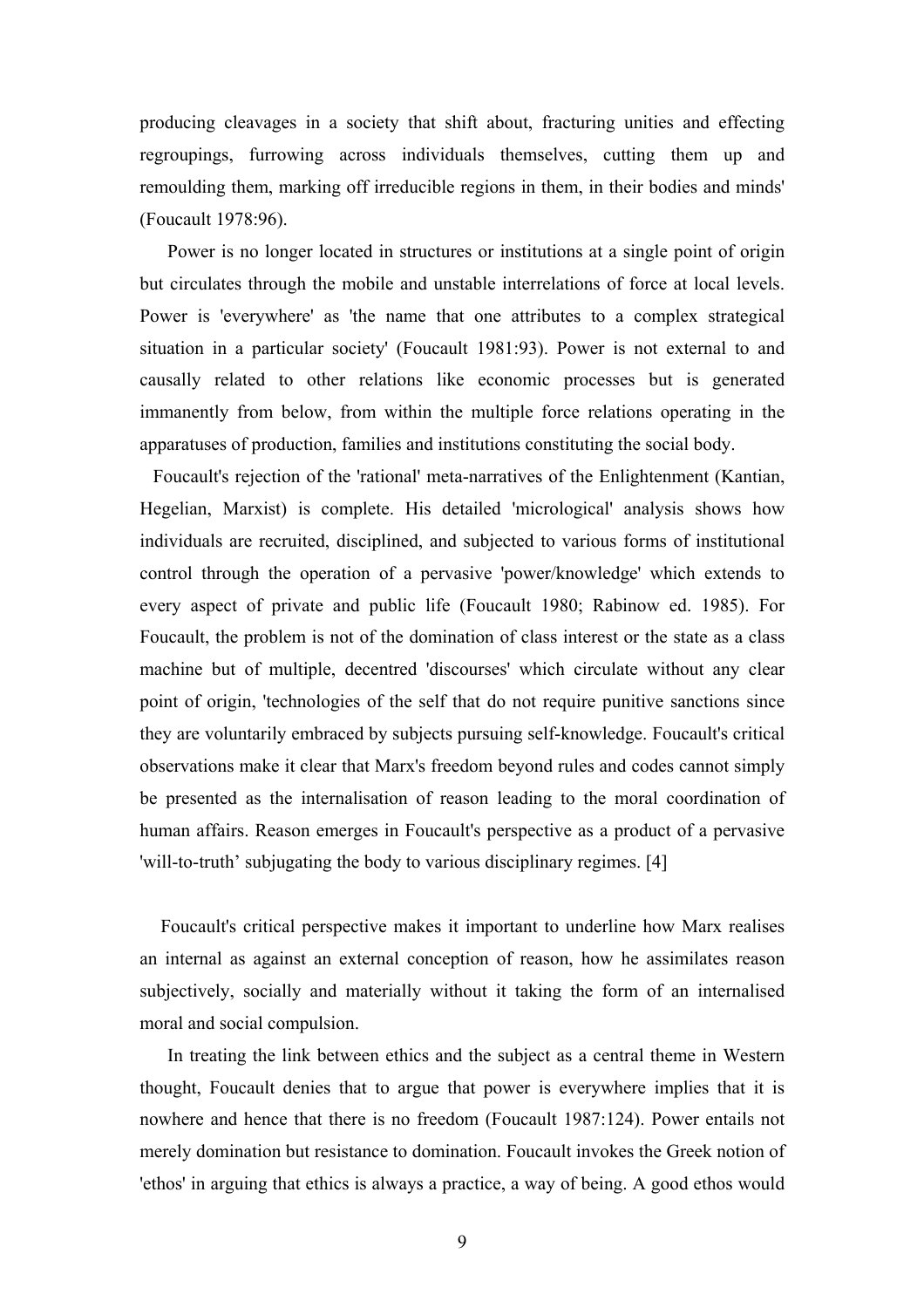producing cleavages in a society that shift about, fracturing unities and effecting regroupings, furrowing across individuals themselves, cutting them up and remoulding them, marking off irreducible regions in them, in their bodies and minds' (Foucault 1978:96).

Power is no longer located in structures or institutions at a single point of origin but circulates through the mobile and unstable interrelations of force at local levels. Power is 'everywhere' as 'the name that one attributes to a complex strategical situation in a particular society' (Foucault 1981:93). Power is not external to and causally related to other relations like economic processes but is generated immanently from below, from within the multiple force relations operating in the apparatuses of production, families and institutions constituting the social body.

Foucault's rejection of the 'rational' meta-narratives of the Enlightenment (Kantian, Hegelian, Marxist) is complete. His detailed 'micrological' analysis shows how individuals are recruited, disciplined, and subjected to various forms of institutional control through the operation of a pervasive 'power/knowledge' which extends to every aspect of private and public life (Foucault 1980; Rabinow ed. 1985). For Foucault, the problem is not of the domination of class interest or the state as a class machine but of multiple, decentred 'discourses' which circulate without any clear point of origin, 'technologies of the self that do not require punitive sanctions since they are voluntarily embraced by subjects pursuing self-knowledge. Foucault's critical observations make it clear that Marx's freedom beyond rules and codes cannot simply be presented as the internalisation of reason leading to the moral coordination of human affairs. Reason emerges in Foucault's perspective as a product of a pervasive 'will-to-truth' subjugating the body to various disciplinary regimes. [4]

Foucault's critical perspective makes it important to underline how Marx realises an internal as against an external conception of reason, how he assimilates reason subjectively, socially and materially without it taking the form of an internalised moral and social compulsion.

In treating the link between ethics and the subject as a central theme in Western thought, Foucault denies that to argue that power is everywhere implies that it is nowhere and hence that there is no freedom (Foucault 1987:124). Power entails not merely domination but resistance to domination. Foucault invokes the Greek notion of 'ethos' in arguing that ethics is always a practice, a way of being. A good ethos would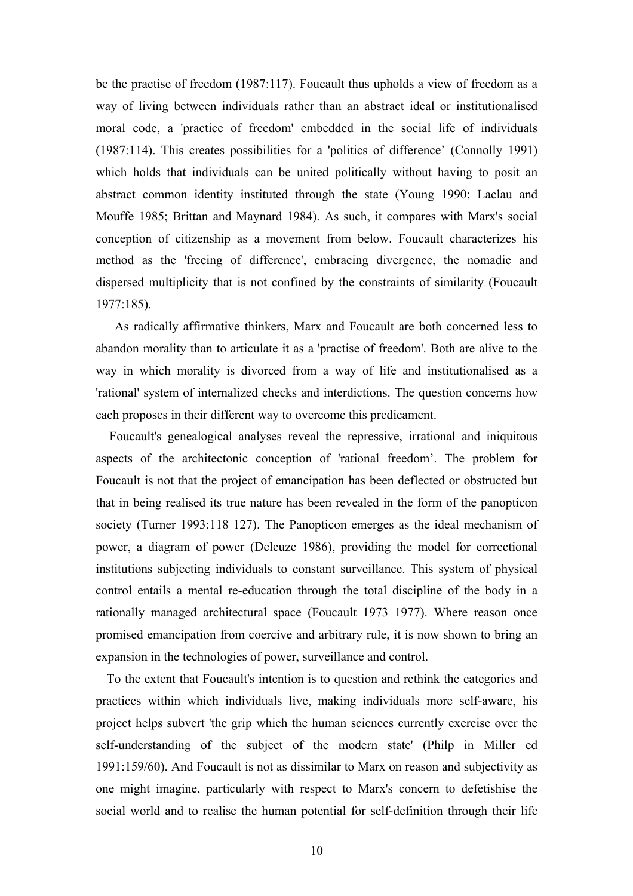be the practise of freedom (1987:117). Foucault thus upholds a view of freedom as a way of living between individuals rather than an abstract ideal or institutionalised moral code, a 'practice of freedom' embedded in the social life of individuals (1987:114). This creates possibilities for a 'politics of difference' (Connolly 1991) which holds that individuals can be united politically without having to posit an abstract common identity instituted through the state (Young 1990; Laclau and Mouffe 1985; Brittan and Maynard 1984). As such, it compares with Marx's social conception of citizenship as a movement from below. Foucault characterizes his method as the 'freeing of difference', embracing divergence, the nomadic and dispersed multiplicity that is not confined by the constraints of similarity (Foucault 1977:185).

As radically affirmative thinkers, Marx and Foucault are both concerned less to abandon morality than to articulate it as a 'practise of freedom'. Both are alive to the way in which morality is divorced from a way of life and institutionalised as a 'rational' system of internalized checks and interdictions. The question concerns how each proposes in their different way to overcome this predicament.

Foucault's genealogical analyses reveal the repressive, irrational and iniquitous aspects of the architectonic conception of 'rational freedom'. The problem for Foucault is not that the project of emancipation has been deflected or obstructed but that in being realised its true nature has been revealed in the form of the panopticon society (Turner 1993:118 127). The Panopticon emerges as the ideal mechanism of power, a diagram of power (Deleuze 1986), providing the model for correctional institutions subjecting individuals to constant surveillance. This system of physical control entails a mental re-education through the total discipline of the body in a rationally managed architectural space (Foucault 1973 1977). Where reason once promised emancipation from coercive and arbitrary rule, it is now shown to bring an expansion in the technologies of power, surveillance and control.

To the extent that Foucault's intention is to question and rethink the categories and practices within which individuals live, making individuals more self-aware, his project helps subvert 'the grip which the human sciences currently exercise over the self-understanding of the subject of the modern state' (Philp in Miller ed 1991:159/60). And Foucault is not as dissimilar to Marx on reason and subjectivity as one might imagine, particularly with respect to Marx's concern to defetishise the social world and to realise the human potential for self-definition through their life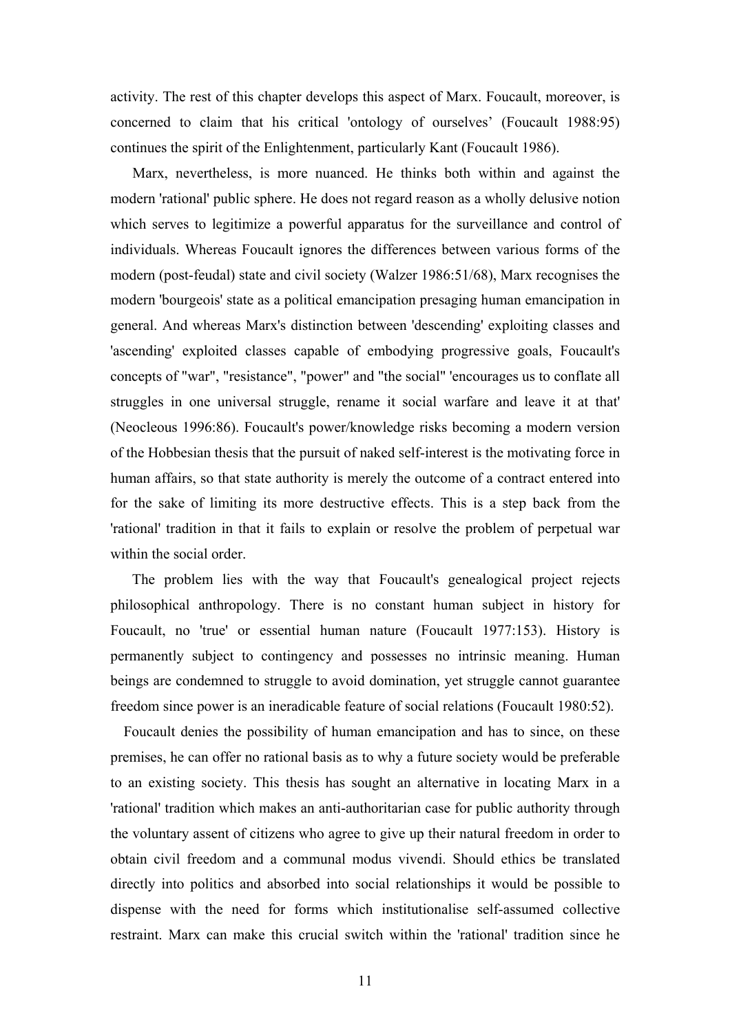activity. The rest of this chapter develops this aspect of Marx. Foucault, moreover, is concerned to claim that his critical 'ontology of ourselves' (Foucault 1988:95) continues the spirit of the Enlightenment, particularly Kant (Foucault 1986).

Marx, nevertheless, is more nuanced. He thinks both within and against the modern 'rational' public sphere. He does not regard reason as a wholly delusive notion which serves to legitimize a powerful apparatus for the surveillance and control of individuals. Whereas Foucault ignores the differences between various forms of the modern (post-feudal) state and civil society (Walzer 1986:51/68), Marx recognises the modern 'bourgeois' state as a political emancipation presaging human emancipation in general. And whereas Marx's distinction between 'descending' exploiting classes and 'ascending' exploited classes capable of embodying progressive goals, Foucault's concepts of "war", "resistance", "power" and "the social" 'encourages us to conflate all struggles in one universal struggle, rename it social warfare and leave it at that' (Neocleous 1996:86). Foucault's power/knowledge risks becoming a modern version of the Hobbesian thesis that the pursuit of naked self-interest is the motivating force in human affairs, so that state authority is merely the outcome of a contract entered into for the sake of limiting its more destructive effects. This is a step back from the 'rational' tradition in that it fails to explain or resolve the problem of perpetual war within the social order.

The problem lies with the way that Foucault's genealogical project rejects philosophical anthropology. There is no constant human subject in history for Foucault, no 'true' or essential human nature (Foucault 1977:153). History is permanently subject to contingency and possesses no intrinsic meaning. Human beings are condemned to struggle to avoid domination, yet struggle cannot guarantee freedom since power is an ineradicable feature of social relations (Foucault 1980:52).

Foucault denies the possibility of human emancipation and has to since, on these premises, he can offer no rational basis as to why a future society would be preferable to an existing society. This thesis has sought an alternative in locating Marx in a 'rational' tradition which makes an anti-authoritarian case for public authority through the voluntary assent of citizens who agree to give up their natural freedom in order to obtain civil freedom and a communal modus vivendi. Should ethics be translated directly into politics and absorbed into social relationships it would be possible to dispense with the need for forms which institutionalise self-assumed collective restraint. Marx can make this crucial switch within the 'rational' tradition since he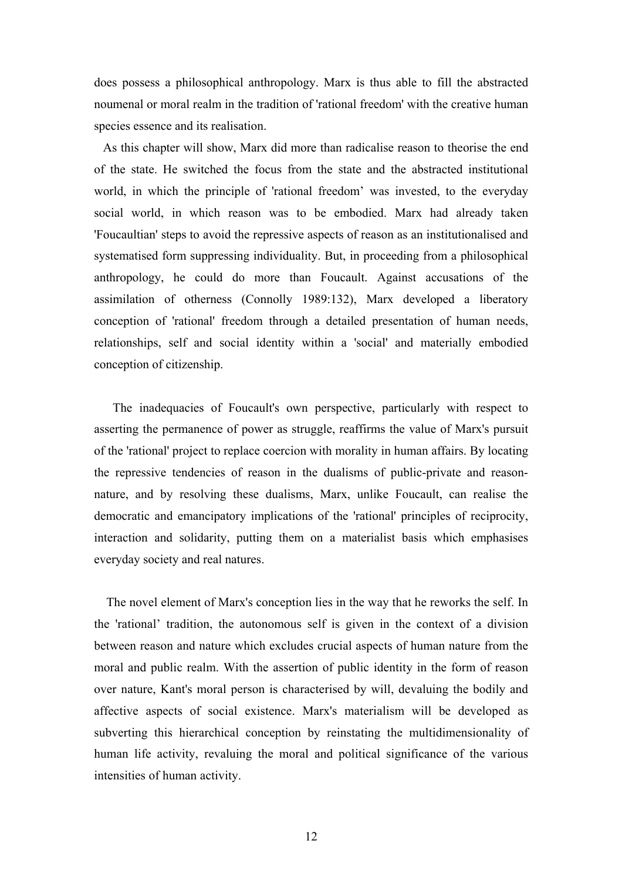does possess a philosophical anthropology. Marx is thus able to fill the abstracted noumenal or moral realm in the tradition of 'rational freedom' with the creative human species essence and its realisation.

As this chapter will show, Marx did more than radicalise reason to theorise the end of the state. He switched the focus from the state and the abstracted institutional world, in which the principle of 'rational freedom' was invested, to the everyday social world, in which reason was to be embodied. Marx had already taken 'Foucaultian' steps to avoid the repressive aspects of reason as an institutionalised and systematised form suppressing individuality. But, in proceeding from a philosophical anthropology, he could do more than Foucault. Against accusations of the assimilation of otherness (Connolly 1989:132), Marx developed a liberatory conception of 'rational' freedom through a detailed presentation of human needs, relationships, self and social identity within a 'social' and materially embodied conception of citizenship.

The inadequacies of Foucault's own perspective, particularly with respect to asserting the permanence of power as struggle, reaffirms the value of Marx's pursuit of the 'rational' project to replace coercion with morality in human affairs. By locating the repressive tendencies of reason in the dualisms of public-private and reason-nature, and by resolving these dualisms, Marx, unlike Foucault, can realise the democratic and emancipatory implications of the 'rational' principles of reciprocity, interaction and solidarity, putting them on a materialist basis which emphasises everyday society and real natures.

The novel element of Marx's conception lies in the way that he reworks the self. In the 'rational' tradition, the autonomous self is given in the context of a division between reason and nature which excludes crucial aspects of human nature from the moral and public realm. With the assertion of public identity in the form of reason over nature, Kant's moral person is characterised by will, devaluing the bodily and affective aspects of social existence. Marx's materialism will be developed as subverting this hierarchical conception by reinstating the multidimensionality of human life activity, revaluing the moral and political significance of the various intensities of human activity.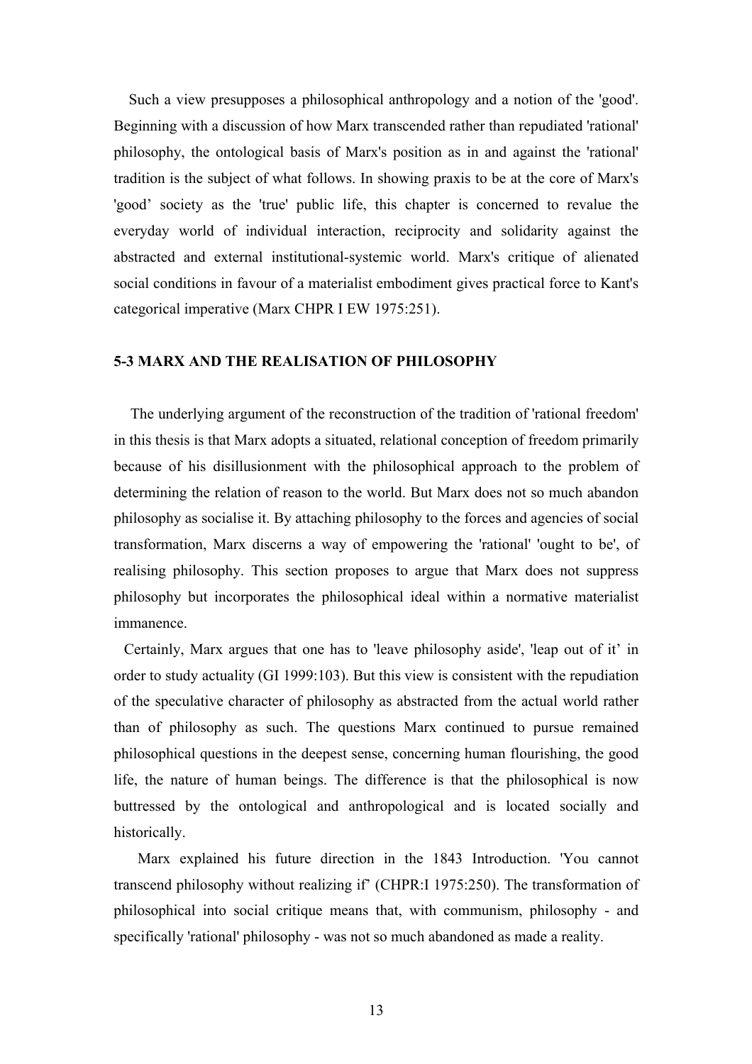Such a view presupposes a philosophical anthropology and a notion of the 'good'. Beginning with a discussion of how Marx transcended rather than repudiated 'rational' philosophy, the ontological basis of Marx's position as in and against the 'rational' tradition is the subject of what follows. In showing praxis to be at the core of Marx's 'good' society as the 'true' public life, this chapter is concerned to revalue the everyday world of individual interaction, reciprocity and solidarity against the abstracted and external institutional-systemic world. Marx's critique of alienated social conditions in favour of a materialist embodiment gives practical force to Kant's categorical imperative (Marx CHPR I EW 1975:251).

## 5-3 MARX AND THE REALISATION OF PHILOSOPHY

The underlying argument of the reconstruction of the tradition of 'rational freedom' in this thesis is that Marx adopts a situated, relational conception of freedom primarily because of his disillusionment with the philosophical approach to the problem of determining the relation of reason to the world. But Marx does not so much abandon philosophy as socialise it. By attaching philosophy to the forces and agencies of social transformation, Marx discerns a way of empowering the 'rational' 'ought to be', of realising philosophy. This section proposes to argue that Marx does not suppress philosophy but incorporates the philosophical ideal within a normative materialist immanence.

Certainly, Marx argues that one has to 'leave philosophy aside', 'leap out of it' in order to study actuality (GI 1999:103). But this view is consistent with the repudiation of the speculative character of philosophy as abstracted from the actual world rather than of philosophy as such. The questions Marx continued to pursue remained philosophical questions in the deepest sense, concerning human flourishing, the good life, the nature of human beings. The difference is that the philosophical is now buttressed by the ontological and anthropological and is located socially and historically.

Marx explained his future direction in the 1843 Introduction. 'You cannot transcend philosophy without realizing if' (CHPR:I 1975:250). The transformation of philosophical into social critique means that, with communism, philosophy - and specifically 'rational' philosophy - was not so much abandoned as made a reality.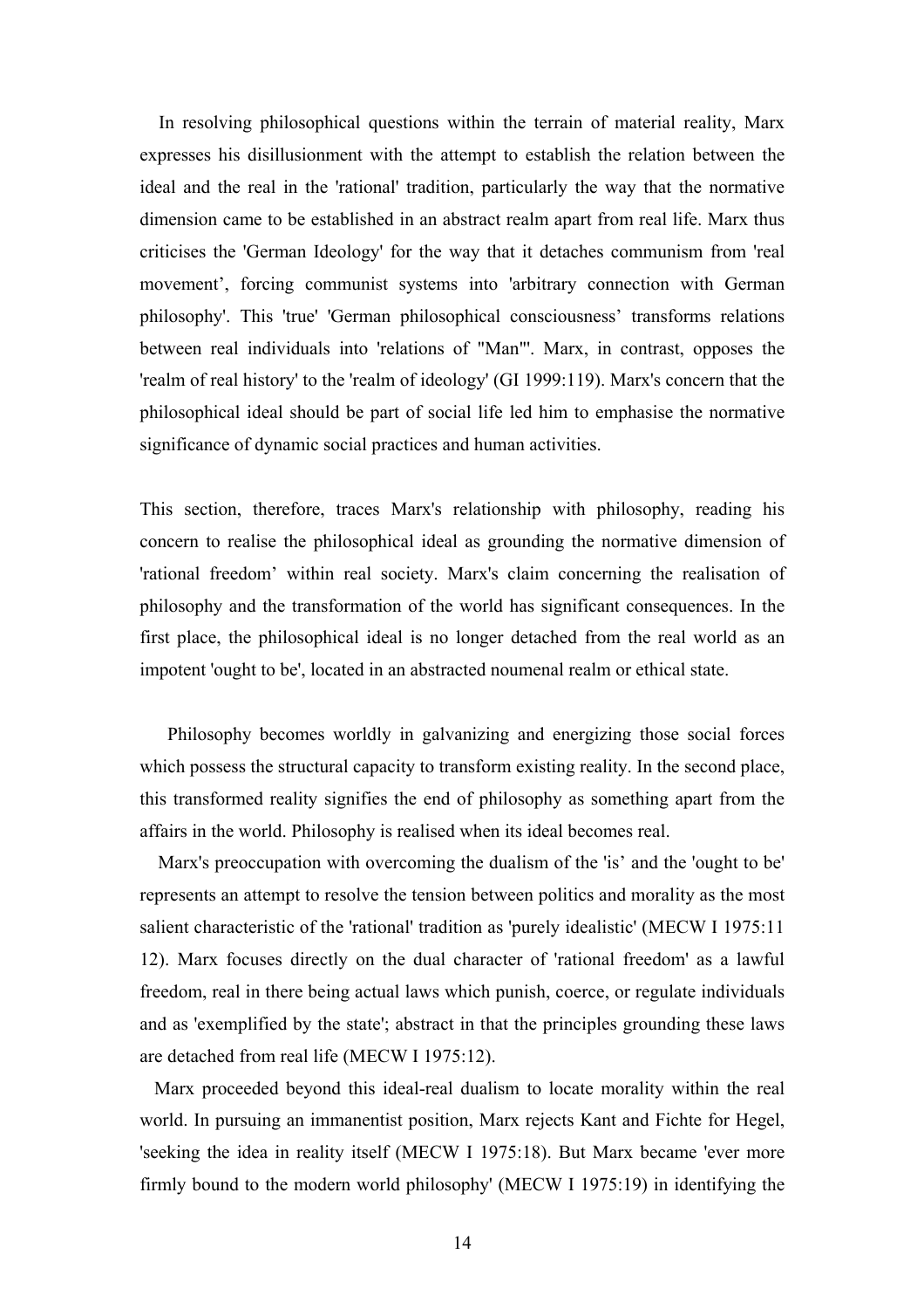In resolving philosophical questions within the terrain of material reality, Marx expresses his disillusionment with the attempt to establish the relation between the ideal and the real in the 'rational' tradition, particularly the way that the normative dimension came to be established in an abstract realm apart from real life. Marx thus criticises the 'German Ideology' for the way that it detaches communism from 'real movement', forcing communist systems into 'arbitrary connection with German philosophy'. This 'true' 'German philosophical consciousness' transforms relations between real individuals into 'relations of "Man"'. Marx, in contrast, opposes the 'realm of real history' to the 'realm of ideology' (GI 1999:119). Marx's concern that the philosophical ideal should be part of social life led him to emphasise the normative significance of dynamic social practices and human activities.

This section, therefore, traces Marx's relationship with philosophy, reading his concern to realise the philosophical ideal as grounding the normative dimension of 'rational freedom' within real society. Marx's claim concerning the realisation of philosophy and the transformation of the world has significant consequences. In the first place, the philosophical ideal is no longer detached from the real world as an impotent 'ought to be', located in an abstracted noumenal realm or ethical state.

Philosophy becomes worldly in galvanizing and energizing those social forces which possess the structural capacity to transform existing reality. In the second place, this transformed reality signifies the end of philosophy as something apart from the affairs in the world. Philosophy is realised when its ideal becomes real.

Marx's preoccupation with overcoming the dualism of the 'is' and the 'ought to be' represents an attempt to resolve the tension between politics and morality as the most salient characteristic of the 'rational' tradition as 'purely idealistic' (MECW I 1975:11 12). Marx focuses directly on the dual character of 'rational freedom' as a lawful freedom, real in there being actual laws which punish, coerce, or regulate individuals and as 'exemplified by the state'; abstract in that the principles grounding these laws are detached from real life (MECW I 1975:12).

Marx proceeded beyond this ideal-real dualism to locate morality within the real world. In pursuing an immanentist position, Marx rejects Kant and Fichte for Hegel, 'seeking the idea in reality itself (MECW I 1975:18). But Marx became 'ever more firmly bound to the modern world philosophy' (MECW I 1975:19) in identifying the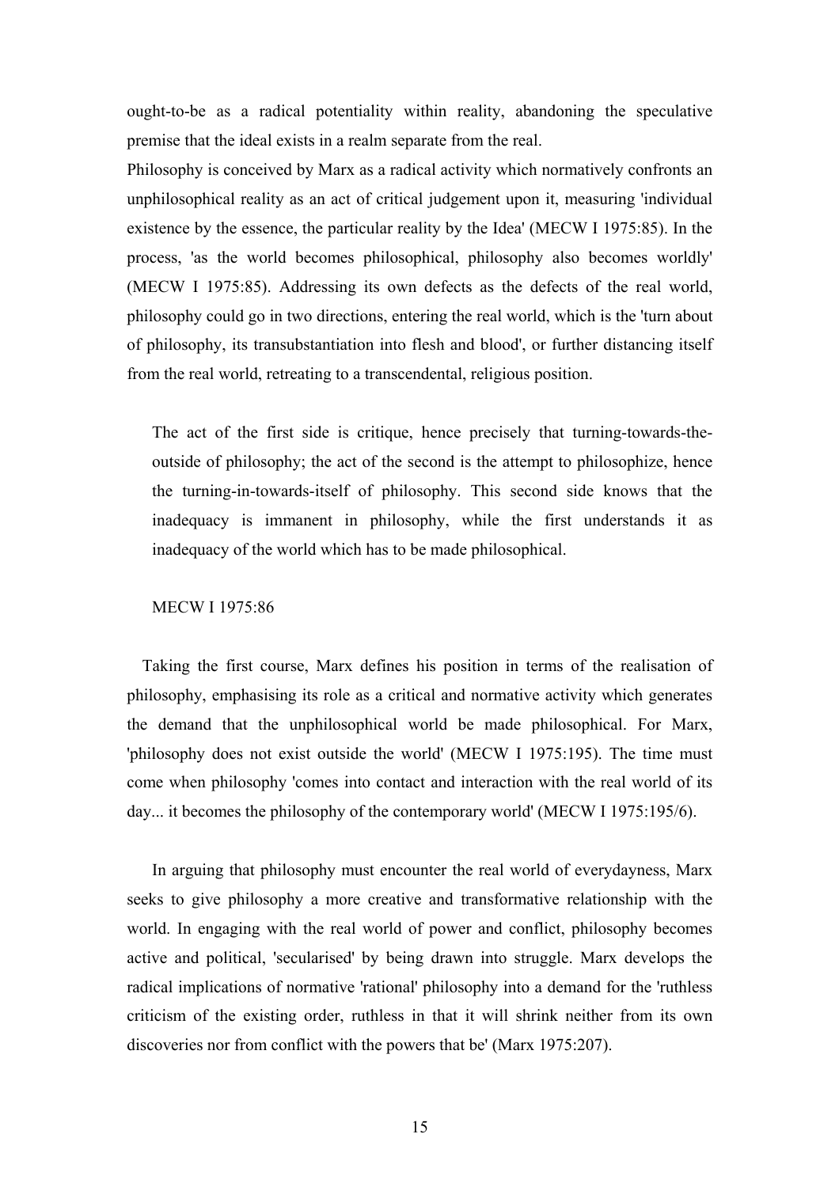ought-to-be as a radical potentiality within reality, abandoning the speculative premise that the ideal exists in a realm separate from the real.

Philosophy is conceived by Marx as a radical activity which normatively confronts an unphilosophical reality as an act of critical judgement upon it, measuring 'individual existence by the essence, the particular reality by the Idea' (MECW I 1975:85). In the process, 'as the world becomes philosophical, philosophy also becomes worldly' (MECW I 1975:85). Addressing its own defects as the defects of the real world, philosophy could go in two directions, entering the real world, which is the 'turn about of philosophy, its transubstantiation into flesh and blood', or further distancing itself from the real world, retreating to a transcendental, religious position.

> The act of the first side is critique, hence precisely that turning-towards-the-outside of philosophy; the act of the second is the attempt to philosophize, hence the turning-in-towards-itself of philosophy. This second side knows that the inadequacy is immanent in philosophy, while the first understands it as inadequacy of the world which has to be made philosophical.
>
> MECW I 1975:86

Taking the first course, Marx defines his position in terms of the realisation of philosophy, emphasising its role as a critical and normative activity which generates the demand that the unphilosophical world be made philosophical. For Marx, 'philosophy does not exist outside the world' (MECW I 1975:195). The time must come when philosophy 'comes into contact and interaction with the real world of its day... it becomes the philosophy of the contemporary world' (MECW I 1975:195/6).

In arguing that philosophy must encounter the real world of everydayness, Marx seeks to give philosophy a more creative and transformative relationship with the world. In engaging with the real world of power and conflict, philosophy becomes active and political, 'secularised' by being drawn into struggle. Marx develops the radical implications of normative 'rational' philosophy into a demand for the 'ruthless criticism of the existing order, ruthless in that it will shrink neither from its own discoveries nor from conflict with the powers that be' (Marx 1975:207).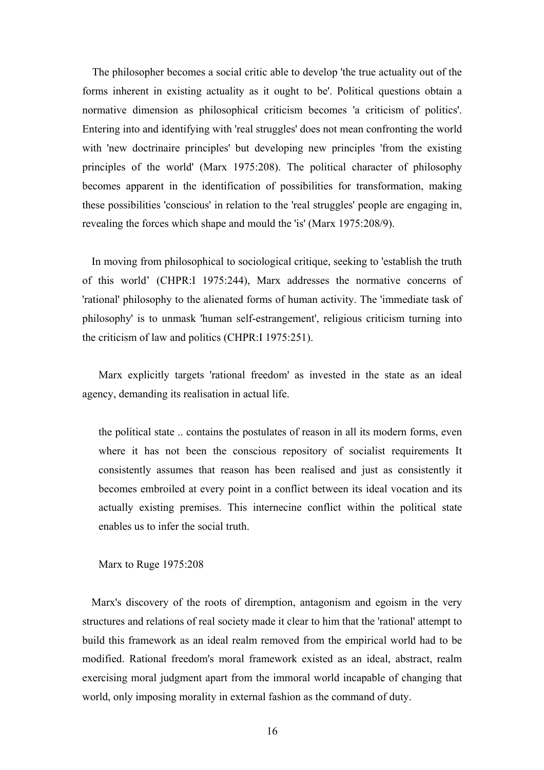The philosopher becomes a social critic able to develop 'the true actuality out of the forms inherent in existing actuality as it ought to be'. Political questions obtain a normative dimension as philosophical criticism becomes 'a criticism of politics'. Entering into and identifying with 'real struggles' does not mean confronting the world with 'new doctrinaire principles' but developing new principles 'from the existing principles of the world' (Marx 1975:208). The political character of philosophy becomes apparent in the identification of possibilities for transformation, making these possibilities 'conscious' in relation to the 'real struggles' people are engaging in, revealing the forces which shape and mould the 'is' (Marx 1975:208/9).

In moving from philosophical to sociological critique, seeking to 'establish the truth of this world' (CHPR:I 1975:244), Marx addresses the normative concerns of 'rational' philosophy to the alienated forms of human activity. The 'immediate task of philosophy' is to unmask 'human self-estrangement', religious criticism turning into the criticism of law and politics (CHPR:I 1975:251).

Marx explicitly targets 'rational freedom' as invested in the state as an ideal agency, demanding its realisation in actual life.

> the political state .. contains the postulates of reason in all its modern forms, even where it has not been the conscious repository of socialist requirements It consistently assumes that reason has been realised and just as consistently it becomes embroiled at every point in a conflict between its ideal vocation and its actually existing premises. This internecine conflict within the political state enables us to infer the social truth.
>
> Marx to Ruge 1975:208

Marx's discovery of the roots of diremption, antagonism and egoism in the very structures and relations of real society made it clear to him that the 'rational' attempt to build this framework as an ideal realm removed from the empirical world had to be modified. Rational freedom's moral framework existed as an ideal, abstract, realm exercising moral judgment apart from the immoral world incapable of changing that world, only imposing morality in external fashion as the command of duty.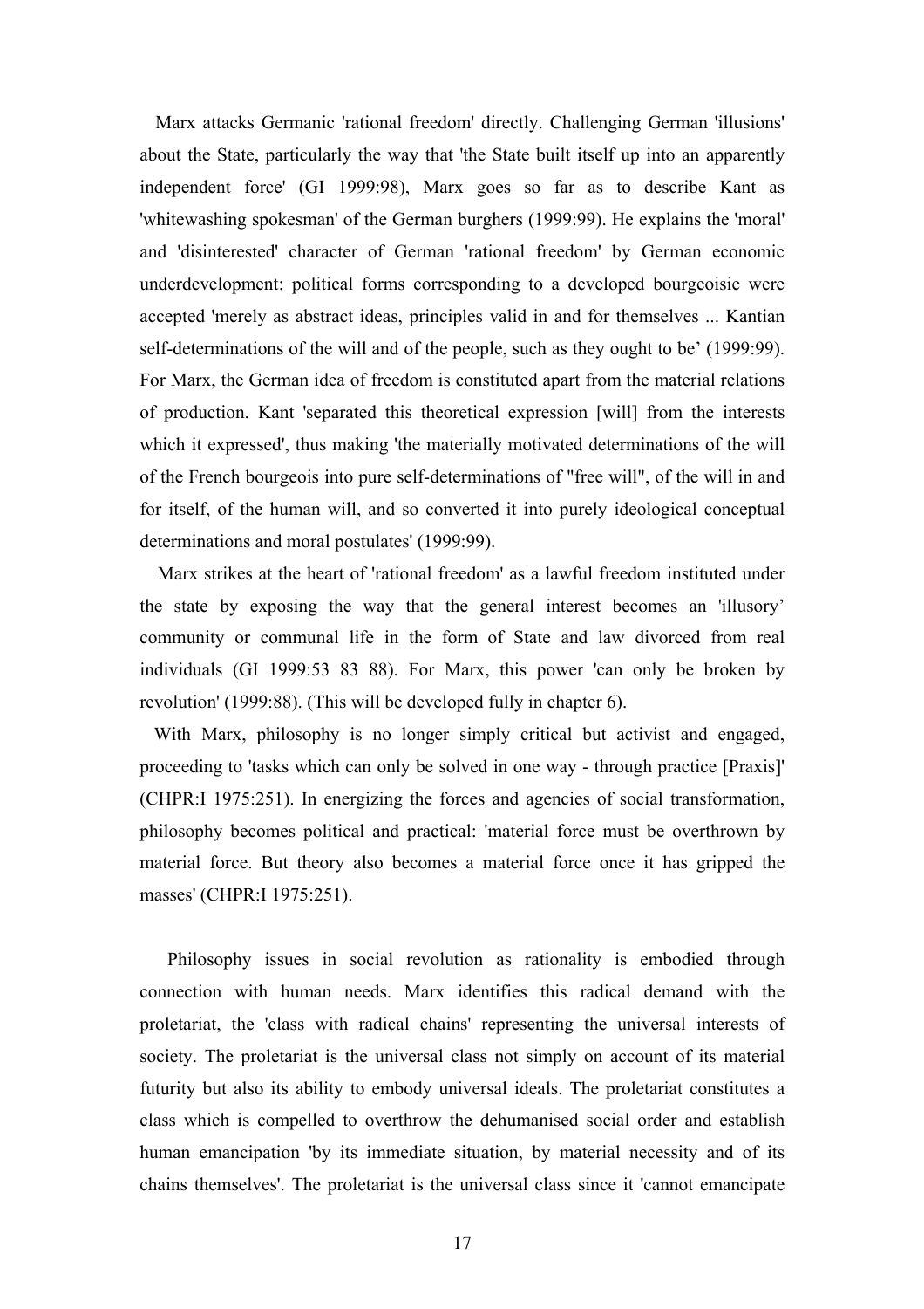Marx attacks Germanic 'rational freedom' directly. Challenging German 'illusions' about the State, particularly the way that 'the State built itself up into an apparently independent force' (GI 1999:98), Marx goes so far as to describe Kant as 'whitewashing spokesman' of the German burghers (1999:99). He explains the 'moral' and 'disinterested' character of German 'rational freedom' by German economic underdevelopment: political forms corresponding to a developed bourgeoisie were accepted 'merely as abstract ideas, principles valid in and for themselves ... Kantian self-determinations of the will and of the people, such as they ought to be' (1999:99). For Marx, the German idea of freedom is constituted apart from the material relations of production. Kant 'separated this theoretical expression [will] from the interests which it expressed', thus making 'the materially motivated determinations of the will of the French bourgeois into pure self-determinations of "free will", of the will in and for itself, of the human will, and so converted it into purely ideological conceptual determinations and moral postulates' (1999:99).

Marx strikes at the heart of 'rational freedom' as a lawful freedom instituted under the state by exposing the way that the general interest becomes an 'illusory' community or communal life in the form of State and law divorced from real individuals (GI 1999:53 83 88). For Marx, this power 'can only be broken by revolution' (1999:88). (This will be developed fully in chapter 6).

With Marx, philosophy is no longer simply critical but activist and engaged, proceeding to 'tasks which can only be solved in one way - through practice [Praxis]' (CHPR:I 1975:251). In energizing the forces and agencies of social transformation, philosophy becomes political and practical: 'material force must be overthrown by material force. But theory also becomes a material force once it has gripped the masses' (CHPR:I 1975:251).

Philosophy issues in social revolution as rationality is embodied through connection with human needs. Marx identifies this radical demand with the proletariat, the 'class with radical chains' representing the universal interests of society. The proletariat is the universal class not simply on account of its material futurity but also its ability to embody universal ideals. The proletariat constitutes a class which is compelled to overthrow the dehumanised social order and establish human emancipation 'by its immediate situation, by material necessity and of its chains themselves'. The proletariat is the universal class since it 'cannot emancipate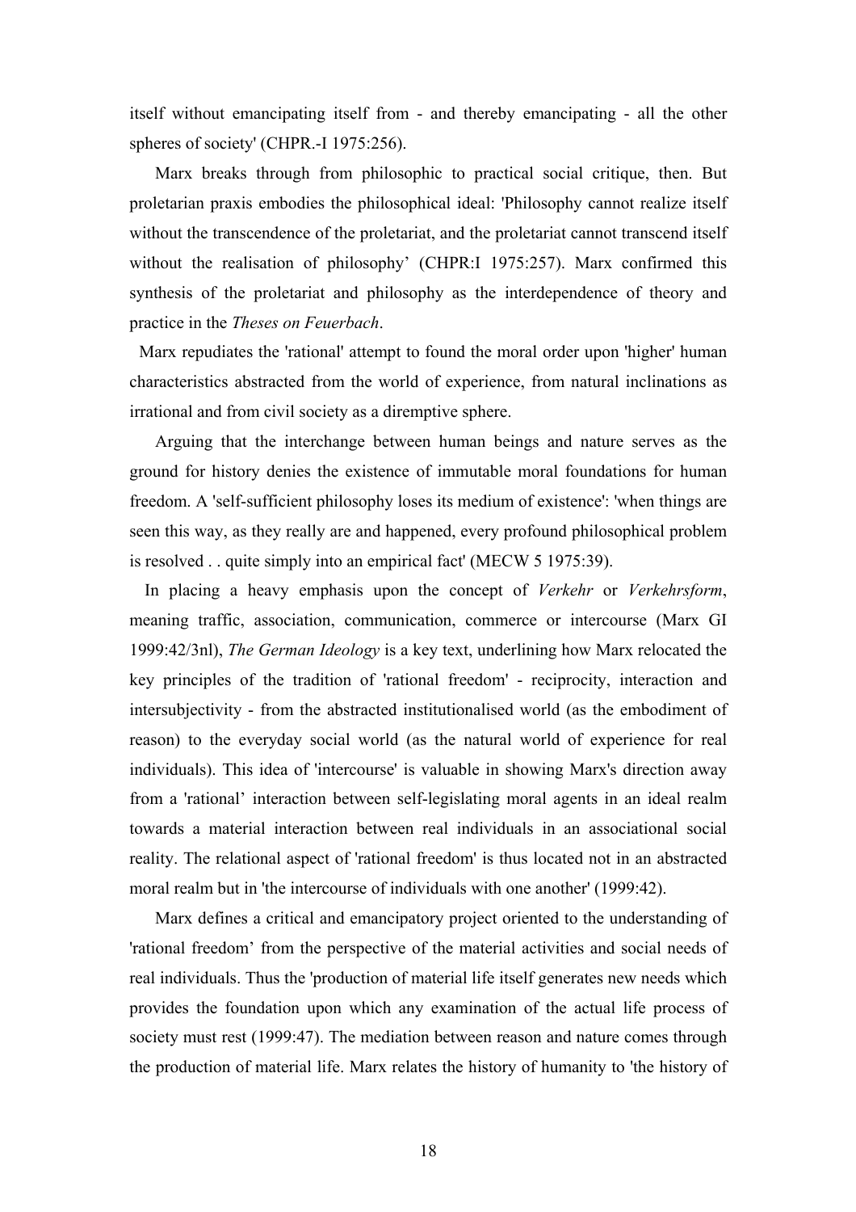itself without emancipating itself from - and thereby emancipating - all the other spheres of society' (CHPR.-I 1975:256).

Marx breaks through from philosophic to practical social critique, then. But proletarian praxis embodies the philosophical ideal: 'Philosophy cannot realize itself without the transcendence of the proletariat, and the proletariat cannot transcend itself without the realisation of philosophy' (CHPR:I 1975:257). Marx confirmed this synthesis of the proletariat and philosophy as the interdependence of theory and practice in the *Theses on Feuerbach*.

Marx repudiates the 'rational' attempt to found the moral order upon 'higher' human characteristics abstracted from the world of experience, from natural inclinations as irrational and from civil society as a diremptive sphere.

Arguing that the interchange between human beings and nature serves as the ground for history denies the existence of immutable moral foundations for human freedom. A 'self-sufficient philosophy loses its medium of existence': 'when things are seen this way, as they really are and happened, every profound philosophical problem is resolved . . quite simply into an empirical fact' (MECW 5 1975:39).

In placing a heavy emphasis upon the concept of *Verkehr* or *Verkehrsform*, meaning traffic, association, communication, commerce or intercourse (Marx GI 1999:42/3nl), *The German Ideology* is a key text, underlining how Marx relocated the key principles of the tradition of 'rational freedom' - reciprocity, interaction and intersubjectivity - from the abstracted institutionalised world (as the embodiment of reason) to the everyday social world (as the natural world of experience for real individuals). This idea of 'intercourse' is valuable in showing Marx's direction away from a 'rational' interaction between self-legislating moral agents in an ideal realm towards a material interaction between real individuals in an associational social reality. The relational aspect of 'rational freedom' is thus located not in an abstracted moral realm but in 'the intercourse of individuals with one another' (1999:42).

Marx defines a critical and emancipatory project oriented to the understanding of 'rational freedom' from the perspective of the material activities and social needs of real individuals. Thus the 'production of material life itself generates new needs which provides the foundation upon which any examination of the actual life process of society must rest (1999:47). The mediation between reason and nature comes through the production of material life. Marx relates the history of humanity to 'the history of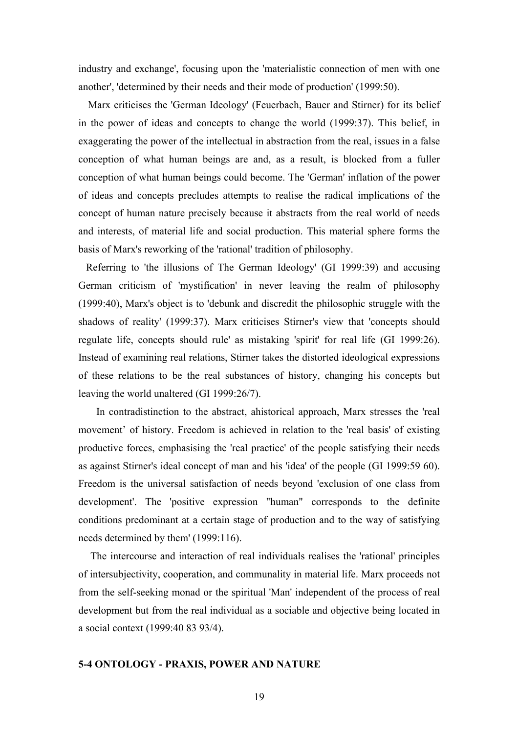industry and exchange', focusing upon the 'materialistic connection of men with one another', 'determined by their needs and their mode of production' (1999:50).

Marx criticises the 'German Ideology' (Feuerbach, Bauer and Stirner) for its belief in the power of ideas and concepts to change the world (1999:37). This belief, in exaggerating the power of the intellectual in abstraction from the real, issues in a false conception of what human beings are and, as a result, is blocked from a fuller conception of what human beings could become. The 'German' inflation of the power of ideas and concepts precludes attempts to realise the radical implications of the concept of human nature precisely because it abstracts from the real world of needs and interests, of material life and social production. This material sphere forms the basis of Marx's reworking of the 'rational' tradition of philosophy.

Referring to 'the illusions of The German Ideology' (GI 1999:39) and accusing German criticism of 'mystification' in never leaving the realm of philosophy (1999:40), Marx's object is to 'debunk and discredit the philosophic struggle with the shadows of reality' (1999:37). Marx criticises Stirner's view that 'concepts should regulate life, concepts should rule' as mistaking 'spirit' for real life (GI 1999:26). Instead of examining real relations, Stirner takes the distorted ideological expressions of these relations to be the real substances of history, changing his concepts but leaving the world unaltered (GI 1999:26/7).

In contradistinction to the abstract, ahistorical approach, Marx stresses the 'real movement' of history. Freedom is achieved in relation to the 'real basis' of existing productive forces, emphasising the 'real practice' of the people satisfying their needs as against Stirner's ideal concept of man and his 'idea' of the people (GI 1999:59 60). Freedom is the universal satisfaction of needs beyond 'exclusion of one class from development'. The 'positive expression "human" corresponds to the definite conditions predominant at a certain stage of production and to the way of satisfying needs determined by them' (1999:116).

The intercourse and interaction of real individuals realises the 'rational' principles of intersubjectivity, cooperation, and communality in material life. Marx proceeds not from the self-seeking monad or the spiritual 'Man' independent of the process of real development but from the real individual as a sociable and objective being located in a social context (1999:40 83 93/4).

## 5-4 ONTOLOGY - PRAXIS, POWER AND NATURE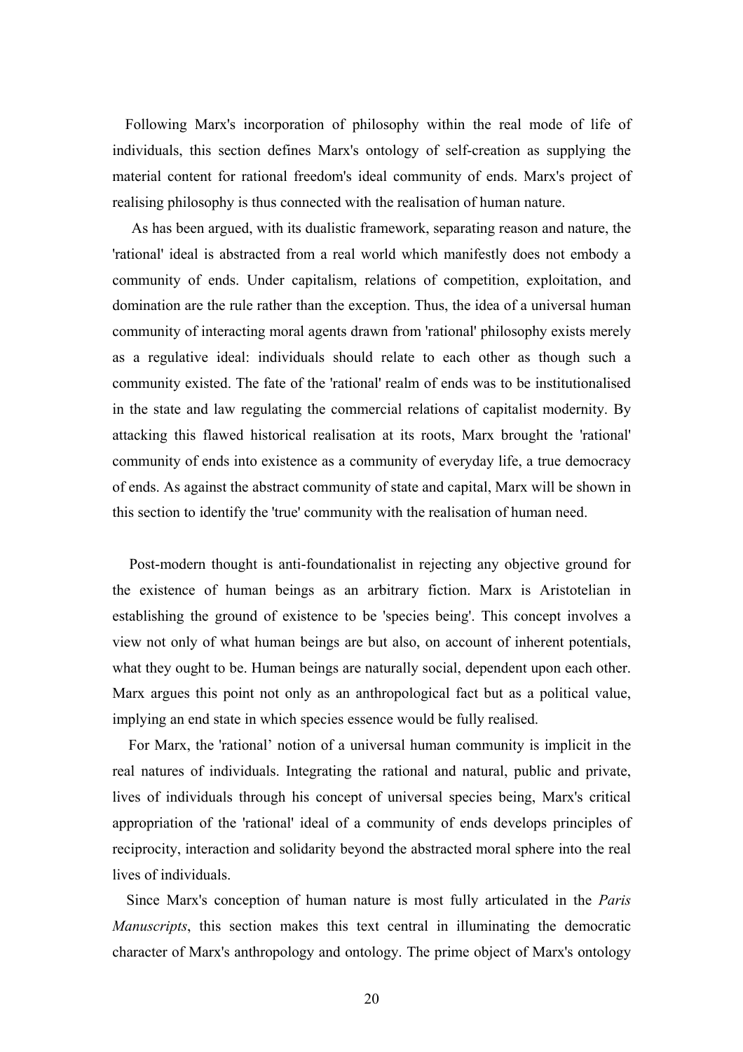Following Marx's incorporation of philosophy within the real mode of life of individuals, this section defines Marx's ontology of self-creation as supplying the material content for rational freedom's ideal community of ends. Marx's project of realising philosophy is thus connected with the realisation of human nature.

As has been argued, with its dualistic framework, separating reason and nature, the 'rational' ideal is abstracted from a real world which manifestly does not embody a community of ends. Under capitalism, relations of competition, exploitation, and domination are the rule rather than the exception. Thus, the idea of a universal human community of interacting moral agents drawn from 'rational' philosophy exists merely as a regulative ideal: individuals should relate to each other as though such a community existed. The fate of the 'rational' realm of ends was to be institutionalised in the state and law regulating the commercial relations of capitalist modernity. By attacking this flawed historical realisation at its roots, Marx brought the 'rational' community of ends into existence as a community of everyday life, a true democracy of ends. As against the abstract community of state and capital, Marx will be shown in this section to identify the 'true' community with the realisation of human need.

Post-modern thought is anti-foundationalist in rejecting any objective ground for the existence of human beings as an arbitrary fiction. Marx is Aristotelian in establishing the ground of existence to be 'species being'. This concept involves a view not only of what human beings are but also, on account of inherent potentials, what they ought to be. Human beings are naturally social, dependent upon each other. Marx argues this point not only as an anthropological fact but as a political value, implying an end state in which species essence would be fully realised.

For Marx, the 'rational' notion of a universal human community is implicit in the real natures of individuals. Integrating the rational and natural, public and private, lives of individuals through his concept of universal species being, Marx's critical appropriation of the 'rational' ideal of a community of ends develops principles of reciprocity, interaction and solidarity beyond the abstracted moral sphere into the real lives of individuals.

Since Marx's conception of human nature is most fully articulated in the *Paris Manuscripts*, this section makes this text central in illuminating the democratic character of Marx's anthropology and ontology. The prime object of Marx's ontology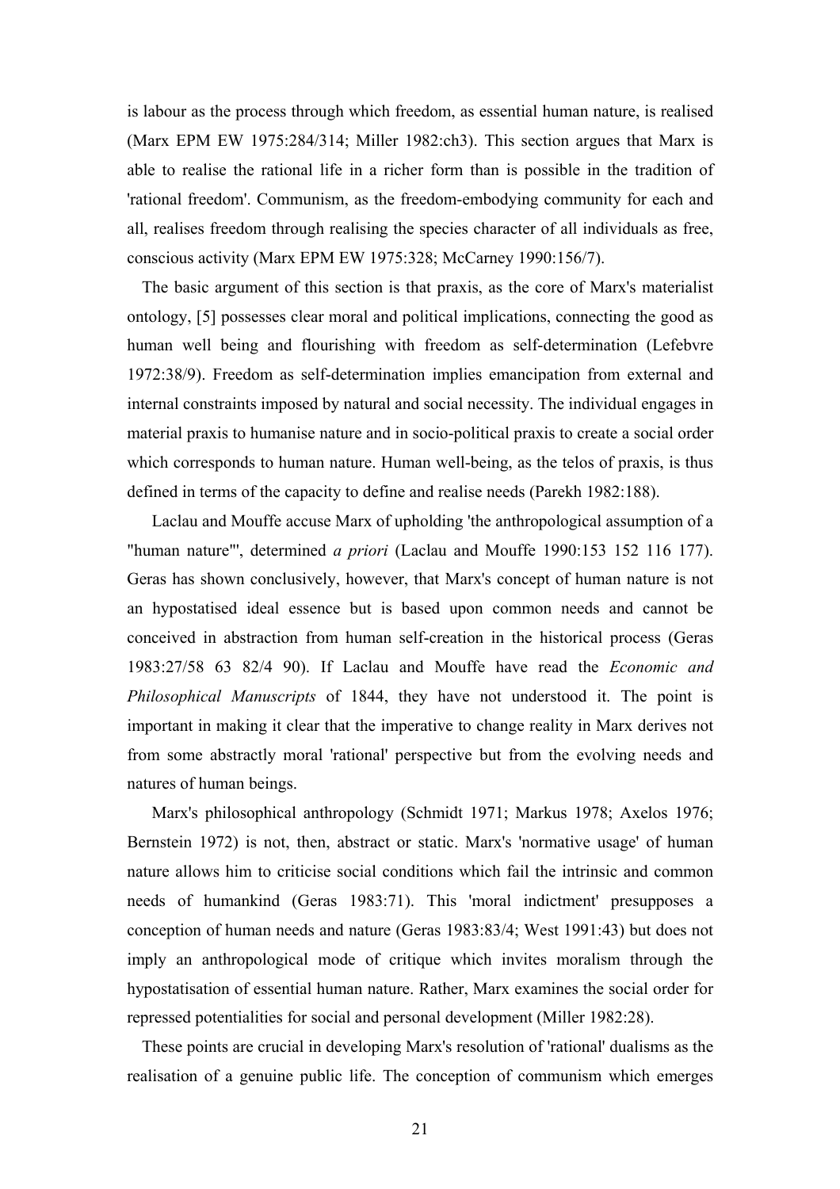is labour as the process through which freedom, as essential human nature, is realised (Marx EPM EW 1975:284/314; Miller 1982:ch3). This section argues that Marx is able to realise the rational life in a richer form than is possible in the tradition of 'rational freedom'. Communism, as the freedom-embodying community for each and all, realises freedom through realising the species character of all individuals as free, conscious activity (Marx EPM EW 1975:328; McCarney 1990:156/7).

The basic argument of this section is that praxis, as the core of Marx's materialist ontology, [5] possesses clear moral and political implications, connecting the good as human well being and flourishing with freedom as self-determination (Lefebvre 1972:38/9). Freedom as self-determination implies emancipation from external and internal constraints imposed by natural and social necessity. The individual engages in material praxis to humanise nature and in socio-political praxis to create a social order which corresponds to human nature. Human well-being, as the telos of praxis, is thus defined in terms of the capacity to define and realise needs (Parekh 1982:188).

Laclau and Mouffe accuse Marx of upholding 'the anthropological assumption of a "human nature"', determined *a priori* (Laclau and Mouffe 1990:153 152 116 177). Geras has shown conclusively, however, that Marx's concept of human nature is not an hypostatised ideal essence but is based upon common needs and cannot be conceived in abstraction from human self-creation in the historical process (Geras 1983:27/58 63 82/4 90). If Laclau and Mouffe have read the *Economic and Philosophical Manuscripts* of 1844, they have not understood it. The point is important in making it clear that the imperative to change reality in Marx derives not from some abstractly moral 'rational' perspective but from the evolving needs and natures of human beings.

Marx's philosophical anthropology (Schmidt 1971; Markus 1978; Axelos 1976; Bernstein 1972) is not, then, abstract or static. Marx's 'normative usage' of human nature allows him to criticise social conditions which fail the intrinsic and common needs of humankind (Geras 1983:71). This 'moral indictment' presupposes a conception of human needs and nature (Geras 1983:83/4; West 1991:43) but does not imply an anthropological mode of critique which invites moralism through the hypostatisation of essential human nature. Rather, Marx examines the social order for repressed potentialities for social and personal development (Miller 1982:28).

These points are crucial in developing Marx's resolution of 'rational' dualisms as the realisation of a genuine public life. The conception of communism which emerges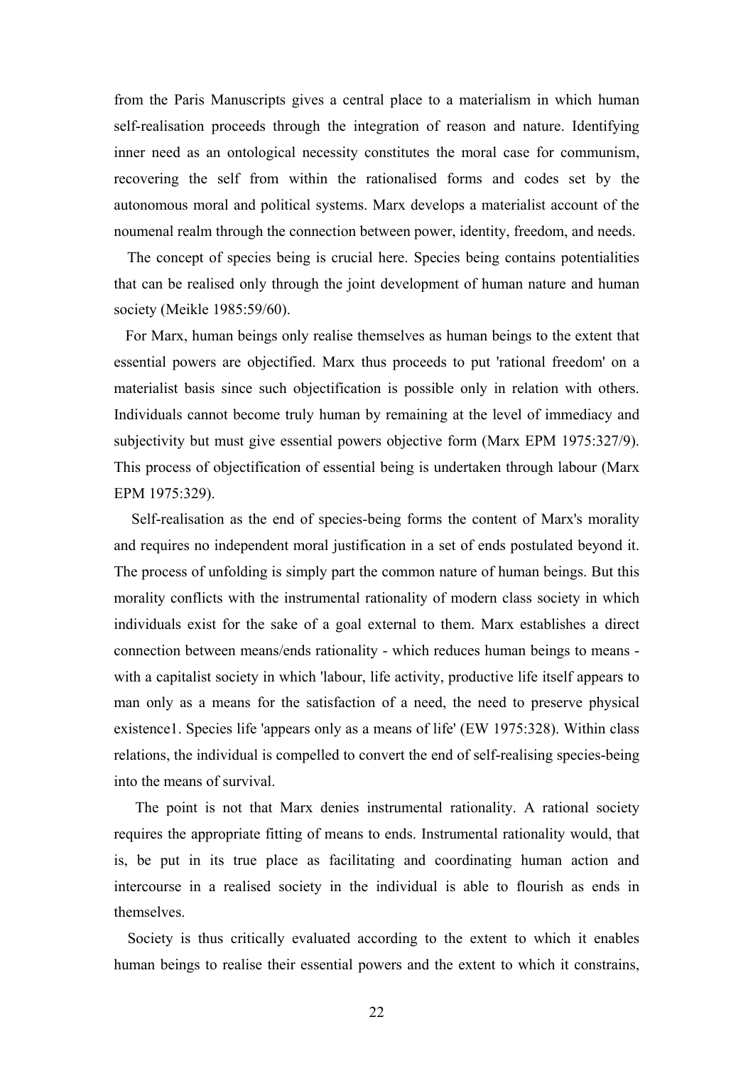from the Paris Manuscripts gives a central place to a materialism in which human self-realisation proceeds through the integration of reason and nature. Identifying inner need as an ontological necessity constitutes the moral case for communism, recovering the self from within the rationalised forms and codes set by the autonomous moral and political systems. Marx develops a materialist account of the noumenal realm through the connection between power, identity, freedom, and needs.

The concept of species being is crucial here. Species being contains potentialities that can be realised only through the joint development of human nature and human society (Meikle 1985:59/60).

For Marx, human beings only realise themselves as human beings to the extent that essential powers are objectified. Marx thus proceeds to put 'rational freedom' on a materialist basis since such objectification is possible only in relation with others. Individuals cannot become truly human by remaining at the level of immediacy and subjectivity but must give essential powers objective form (Marx EPM 1975:327/9). This process of objectification of essential being is undertaken through labour (Marx EPM 1975:329).

Self-realisation as the end of species-being forms the content of Marx's morality and requires no independent moral justification in a set of ends postulated beyond it. The process of unfolding is simply part the common nature of human beings. But this morality conflicts with the instrumental rationality of modern class society in which individuals exist for the sake of a goal external to them. Marx establishes a direct connection between means/ends rationality - which reduces human beings to means - with a capitalist society in which 'labour, life activity, productive life itself appears to man only as a means for the satisfaction of a need, the need to preserve physical existence1. Species life 'appears only as a means of life' (EW 1975:328). Within class relations, the individual is compelled to convert the end of self-realising species-being into the means of survival.

The point is not that Marx denies instrumental rationality. A rational society requires the appropriate fitting of means to ends. Instrumental rationality would, that is, be put in its true place as facilitating and coordinating human action and intercourse in a realised society in the individual is able to flourish as ends in themselves.

Society is thus critically evaluated according to the extent to which it enables human beings to realise their essential powers and the extent to which it constrains,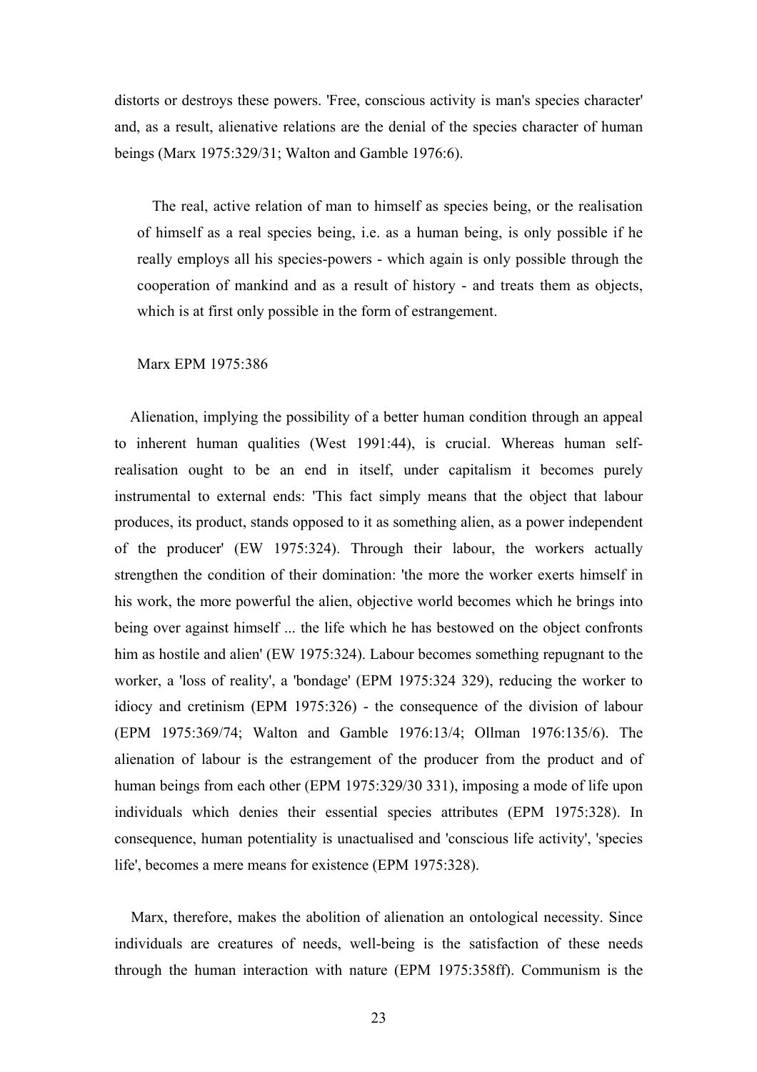distorts or destroys these powers. 'Free, conscious activity is man's species character' and, as a result, alienative relations are the denial of the species character of human beings (Marx 1975:329/31; Walton and Gamble 1976:6).

> The real, active relation of man to himself as species being, or the realisation of himself as a real species being, i.e. as a human being, is only possible if he really employs all his species-powers - which again is only possible through the cooperation of mankind and as a result of history - and treats them as objects, which is at first only possible in the form of estrangement.
>
> Marx EPM 1975:386

Alienation, implying the possibility of a better human condition through an appeal to inherent human qualities (West 1991:44), is crucial. Whereas human self-realisation ought to be an end in itself, under capitalism it becomes purely instrumental to external ends: 'This fact simply means that the object that labour produces, its product, stands opposed to it as something alien, as a power independent of the producer' (EW 1975:324). Through their labour, the workers actually strengthen the condition of their domination: 'the more the worker exerts himself in his work, the more powerful the alien, objective world becomes which he brings into being over against himself ... the life which he has bestowed on the object confronts him as hostile and alien' (EW 1975:324). Labour becomes something repugnant to the worker, a 'loss of reality', a 'bondage' (EPM 1975:324 329), reducing the worker to idiocy and cretinism (EPM 1975:326) - the consequence of the division of labour (EPM 1975:369/74; Walton and Gamble 1976:13/4; Ollman 1976:135/6). The alienation of labour is the estrangement of the producer from the product and of human beings from each other (EPM 1975:329/30 331), imposing a mode of life upon individuals which denies their essential species attributes (EPM 1975:328). In consequence, human potentiality is unactualised and 'conscious life activity', 'species life', becomes a mere means for existence (EPM 1975:328).

Marx, therefore, makes the abolition of alienation an ontological necessity. Since individuals are creatures of needs, well-being is the satisfaction of these needs through the human interaction with nature (EPM 1975:358ff). Communism is the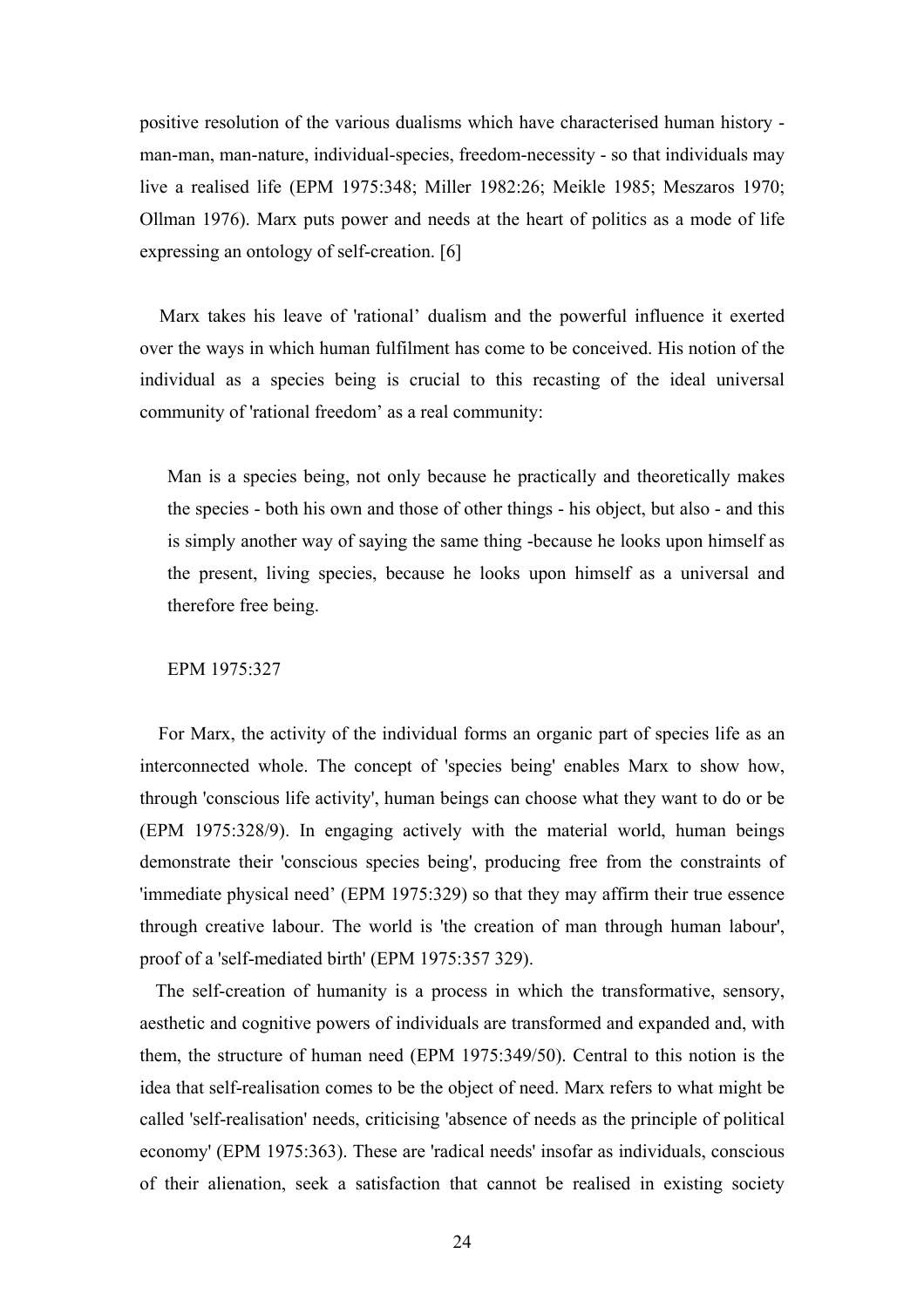positive resolution of the various dualisms which have characterised human history - man-man, man-nature, individual-species, freedom-necessity - so that individuals may live a realised life (EPM 1975:348; Miller 1982:26; Meikle 1985; Meszaros 1970; Ollman 1976). Marx puts power and needs at the heart of politics as a mode of life expressing an ontology of self-creation. [6]

Marx takes his leave of 'rational' dualism and the powerful influence it exerted over the ways in which human fulfilment has come to be conceived. His notion of the individual as a species being is crucial to this recasting of the ideal universal community of 'rational freedom' as a real community:

> Man is a species being, not only because he practically and theoretically makes the species - both his own and those of other things - his object, but also - and this is simply another way of saying the same thing -because he looks upon himself as the present, living species, because he looks upon himself as a universal and therefore free being.
>
> EPM 1975:327

For Marx, the activity of the individual forms an organic part of species life as an interconnected whole. The concept of 'species being' enables Marx to show how, through 'conscious life activity', human beings can choose what they want to do or be (EPM 1975:328/9). In engaging actively with the material world, human beings demonstrate their 'conscious species being', producing free from the constraints of 'immediate physical need' (EPM 1975:329) so that they may affirm their true essence through creative labour. The world is 'the creation of man through human labour', proof of a 'self-mediated birth' (EPM 1975:357 329).

The self-creation of humanity is a process in which the transformative, sensory, aesthetic and cognitive powers of individuals are transformed and expanded and, with them, the structure of human need (EPM 1975:349/50). Central to this notion is the idea that self-realisation comes to be the object of need. Marx refers to what might be called 'self-realisation' needs, criticising 'absence of needs as the principle of political economy' (EPM 1975:363). These are 'radical needs' insofar as individuals, conscious of their alienation, seek a satisfaction that cannot be realised in existing society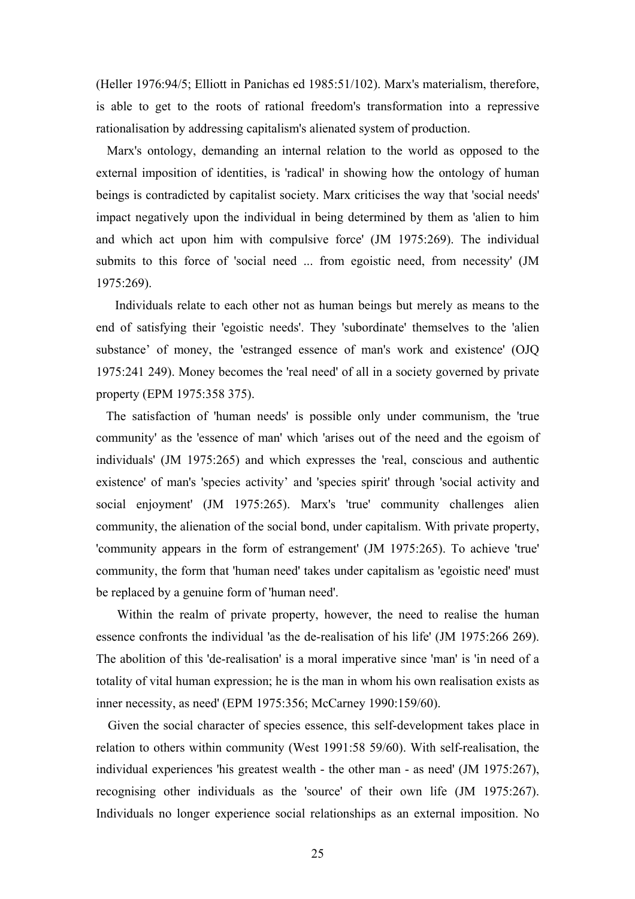(Heller 1976:94/5; Elliott in Panichas ed 1985:51/102). Marx's materialism, therefore, is able to get to the roots of rational freedom's transformation into a repressive rationalisation by addressing capitalism's alienated system of production.

Marx's ontology, demanding an internal relation to the world as opposed to the external imposition of identities, is 'radical' in showing how the ontology of human beings is contradicted by capitalist society. Marx criticises the way that 'social needs' impact negatively upon the individual in being determined by them as 'alien to him and which act upon him with compulsive force' (JM 1975:269). The individual submits to this force of 'social need ... from egoistic need, from necessity' (JM 1975:269).

Individuals relate to each other not as human beings but merely as means to the end of satisfying their 'egoistic needs'. They 'subordinate' themselves to the 'alien substance' of money, the 'estranged essence of man's work and existence' (OJQ 1975:241 249). Money becomes the 'real need' of all in a society governed by private property (EPM 1975:358 375).

The satisfaction of 'human needs' is possible only under communism, the 'true community' as the 'essence of man' which 'arises out of the need and the egoism of individuals' (JM 1975:265) and which expresses the 'real, conscious and authentic existence' of man's 'species activity' and 'species spirit' through 'social activity and social enjoyment' (JM 1975:265). Marx's 'true' community challenges alien community, the alienation of the social bond, under capitalism. With private property, 'community appears in the form of estrangement' (JM 1975:265). To achieve 'true' community, the form that 'human need' takes under capitalism as 'egoistic need' must be replaced by a genuine form of 'human need'.

Within the realm of private property, however, the need to realise the human essence confronts the individual 'as the de-realisation of his life' (JM 1975:266 269). The abolition of this 'de-realisation' is a moral imperative since 'man' is 'in need of a totality of vital human expression; he is the man in whom his own realisation exists as inner necessity, as need' (EPM 1975:356; McCarney 1990:159/60).

Given the social character of species essence, this self-development takes place in relation to others within community (West 1991:58 59/60). With self-realisation, the individual experiences 'his greatest wealth - the other man - as need' (JM 1975:267), recognising other individuals as the 'source' of their own life (JM 1975:267). Individuals no longer experience social relationships as an external imposition. No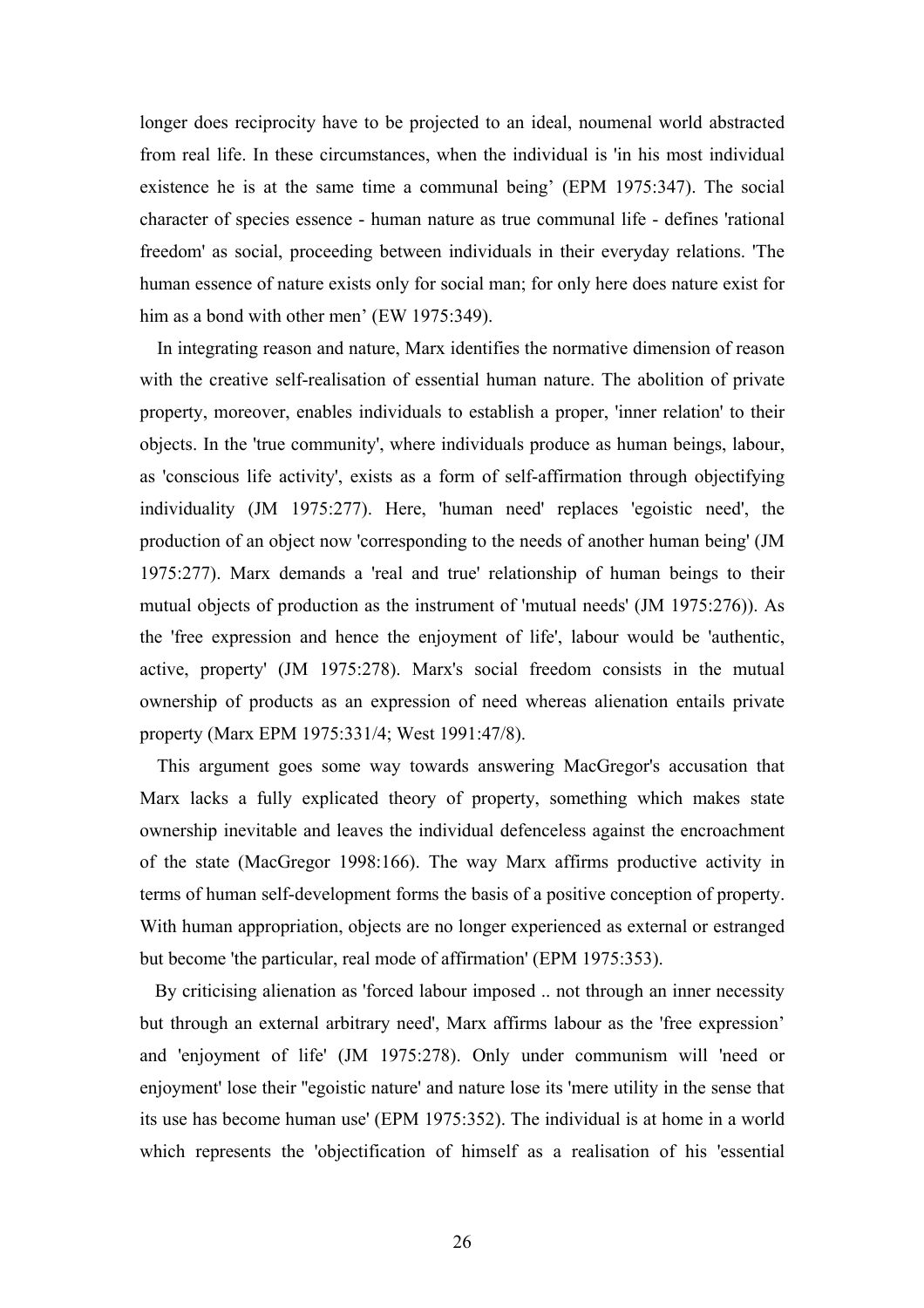longer does reciprocity have to be projected to an ideal, noumenal world abstracted from real life. In these circumstances, when the individual is 'in his most individual existence he is at the same time a communal being' (EPM 1975:347). The social character of species essence - human nature as true communal life - defines 'rational freedom' as social, proceeding between individuals in their everyday relations. 'The human essence of nature exists only for social man; for only here does nature exist for him as a bond with other men' (EW 1975:349).

In integrating reason and nature, Marx identifies the normative dimension of reason with the creative self-realisation of essential human nature. The abolition of private property, moreover, enables individuals to establish a proper, 'inner relation' to their objects. In the 'true community', where individuals produce as human beings, labour, as 'conscious life activity', exists as a form of self-affirmation through objectifying individuality (JM 1975:277). Here, 'human need' replaces 'egoistic need', the production of an object now 'corresponding to the needs of another human being' (JM 1975:277). Marx demands a 'real and true' relationship of human beings to their mutual objects of production as the instrument of 'mutual needs' (JM 1975:276)). As the 'free expression and hence the enjoyment of life', labour would be 'authentic, active, property' (JM 1975:278). Marx's social freedom consists in the mutual ownership of products as an expression of need whereas alienation entails private property (Marx EPM 1975:331/4; West 1991:47/8).

This argument goes some way towards answering MacGregor's accusation that Marx lacks a fully explicated theory of property, something which makes state ownership inevitable and leaves the individual defenceless against the encroachment of the state (MacGregor 1998:166). The way Marx affirms productive activity in terms of human self-development forms the basis of a positive conception of property. With human appropriation, objects are no longer experienced as external or estranged but become 'the particular, real mode of affirmation' (EPM 1975:353).

By criticising alienation as 'forced labour imposed .. not through an inner necessity but through an external arbitrary need', Marx affirms labour as the 'free expression' and 'enjoyment of life' (JM 1975:278). Only under communism will 'need or enjoyment' lose their ''egoistic nature' and nature lose its 'mere utility in the sense that its use has become human use' (EPM 1975:352). The individual is at home in a world which represents the 'objectification of himself as a realisation of his 'essential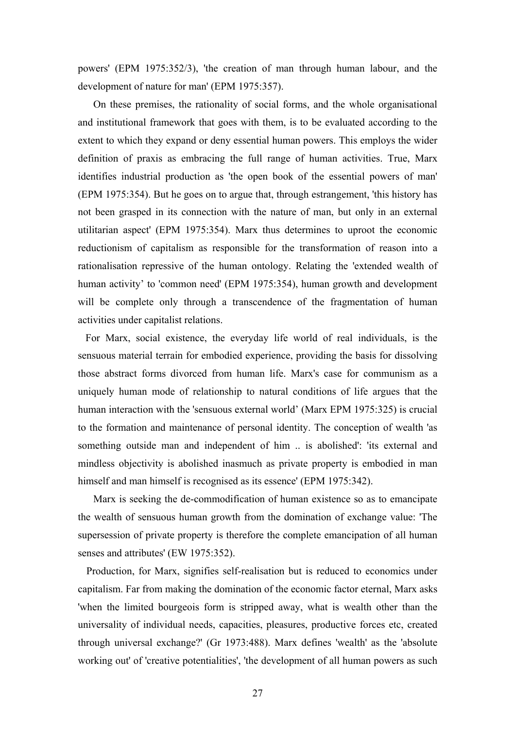powers' (EPM 1975:352/3), 'the creation of man through human labour, and the development of nature for man' (EPM 1975:357).

On these premises, the rationality of social forms, and the whole organisational and institutional framework that goes with them, is to be evaluated according to the extent to which they expand or deny essential human powers. This employs the wider definition of praxis as embracing the full range of human activities. True, Marx identifies industrial production as 'the open book of the essential powers of man' (EPM 1975:354). But he goes on to argue that, through estrangement, 'this history has not been grasped in its connection with the nature of man, but only in an external utilitarian aspect' (EPM 1975:354). Marx thus determines to uproot the economic reductionism of capitalism as responsible for the transformation of reason into a rationalisation repressive of the human ontology. Relating the 'extended wealth of human activity' to 'common need' (EPM 1975:354), human growth and development will be complete only through a transcendence of the fragmentation of human activities under capitalist relations.

For Marx, social existence, the everyday life world of real individuals, is the sensuous material terrain for embodied experience, providing the basis for dissolving those abstract forms divorced from human life. Marx's case for communism as a uniquely human mode of relationship to natural conditions of life argues that the human interaction with the 'sensuous external world' (Marx EPM 1975:325) is crucial to the formation and maintenance of personal identity. The conception of wealth 'as something outside man and independent of him .. is abolished': 'its external and mindless objectivity is abolished inasmuch as private property is embodied in man himself and man himself is recognised as its essence' (EPM 1975:342).

Marx is seeking the de-commodification of human existence so as to emancipate the wealth of sensuous human growth from the domination of exchange value: 'The supersession of private property is therefore the complete emancipation of all human senses and attributes' (EW 1975:352).

Production, for Marx, signifies self-realisation but is reduced to economics under capitalism. Far from making the domination of the economic factor eternal, Marx asks 'when the limited bourgeois form is stripped away, what is wealth other than the universality of individual needs, capacities, pleasures, productive forces etc, created through universal exchange?' (Gr 1973:488). Marx defines 'wealth' as the 'absolute working out' of 'creative potentialities', 'the development of all human powers as such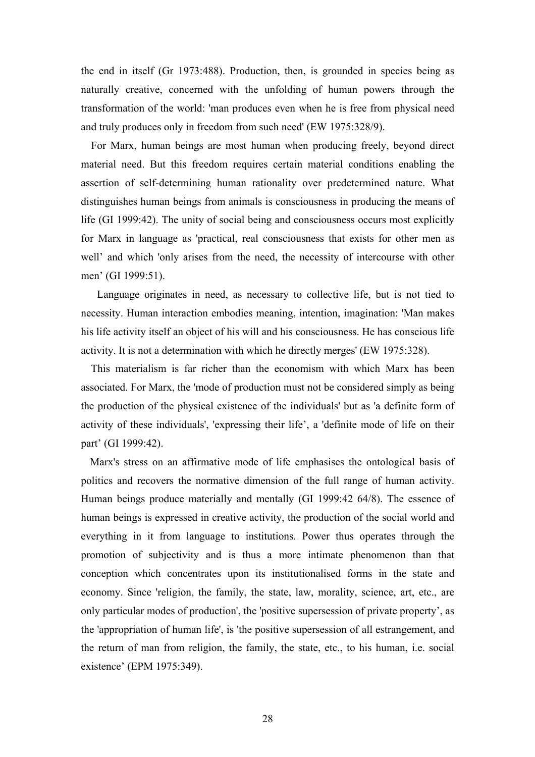the end in itself (Gr 1973:488). Production, then, is grounded in species being as naturally creative, concerned with the unfolding of human powers through the transformation of the world: 'man produces even when he is free from physical need and truly produces only in freedom from such need' (EW 1975:328/9).

For Marx, human beings are most human when producing freely, beyond direct material need. But this freedom requires certain material conditions enabling the assertion of self-determining human rationality over predetermined nature. What distinguishes human beings from animals is consciousness in producing the means of life (GI 1999:42). The unity of social being and consciousness occurs most explicitly for Marx in language as 'practical, real consciousness that exists for other men as well' and which 'only arises from the need, the necessity of intercourse with other men' (GI 1999:51).

Language originates in need, as necessary to collective life, but is not tied to necessity. Human interaction embodies meaning, intention, imagination: 'Man makes his life activity itself an object of his will and his consciousness. He has conscious life activity. It is not a determination with which he directly merges' (EW 1975:328).

This materialism is far richer than the economism with which Marx has been associated. For Marx, the 'mode of production must not be considered simply as being the production of the physical existence of the individuals' but as 'a definite form of activity of these individuals', 'expressing their life', a 'definite mode of life on their part' (GI 1999:42).

Marx's stress on an affirmative mode of life emphasises the ontological basis of politics and recovers the normative dimension of the full range of human activity. Human beings produce materially and mentally (GI 1999:42 64/8). The essence of human beings is expressed in creative activity, the production of the social world and everything in it from language to institutions. Power thus operates through the promotion of subjectivity and is thus a more intimate phenomenon than that conception which concentrates upon its institutionalised forms in the state and economy. Since 'religion, the family, the state, law, morality, science, art, etc., are only particular modes of production', the 'positive supersession of private property', as the 'appropriation of human life', is 'the positive supersession of all estrangement, and the return of man from religion, the family, the state, etc., to his human, i.e. social existence' (EPM 1975:349).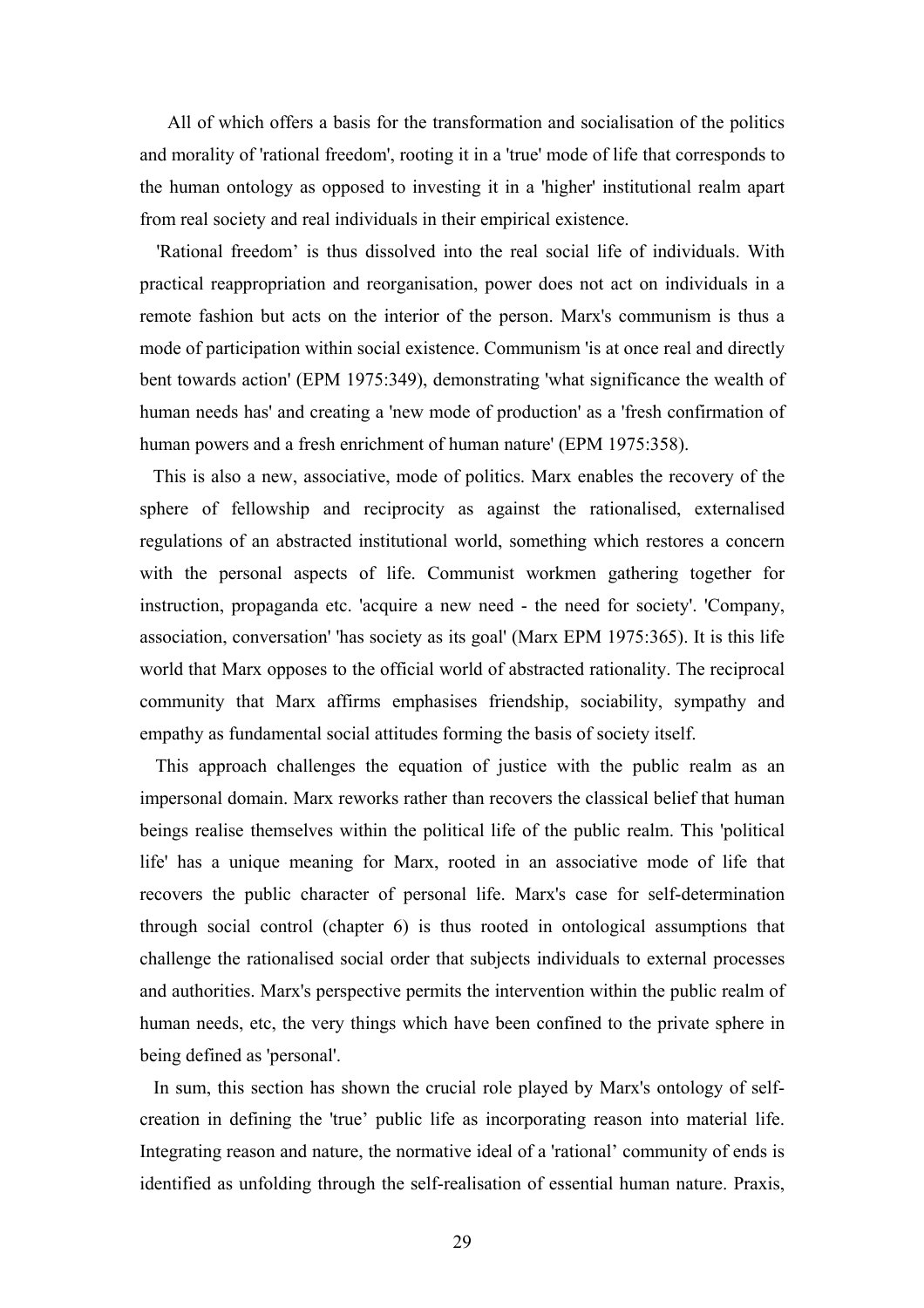All of which offers a basis for the transformation and socialisation of the politics and morality of 'rational freedom', rooting it in a 'true' mode of life that corresponds to the human ontology as opposed to investing it in a 'higher' institutional realm apart from real society and real individuals in their empirical existence.

'Rational freedom' is thus dissolved into the real social life of individuals. With practical reappropriation and reorganisation, power does not act on individuals in a remote fashion but acts on the interior of the person. Marx's communism is thus a mode of participation within social existence. Communism 'is at once real and directly bent towards action' (EPM 1975:349), demonstrating 'what significance the wealth of human needs has' and creating a 'new mode of production' as a 'fresh confirmation of human powers and a fresh enrichment of human nature' (EPM 1975:358).

This is also a new, associative, mode of politics. Marx enables the recovery of the sphere of fellowship and reciprocity as against the rationalised, externalised regulations of an abstracted institutional world, something which restores a concern with the personal aspects of life. Communist workmen gathering together for instruction, propaganda etc. 'acquire a new need - the need for society'. 'Company, association, conversation' 'has society as its goal' (Marx EPM 1975:365). It is this life world that Marx opposes to the official world of abstracted rationality. The reciprocal community that Marx affirms emphasises friendship, sociability, sympathy and empathy as fundamental social attitudes forming the basis of society itself.

This approach challenges the equation of justice with the public realm as an impersonal domain. Marx reworks rather than recovers the classical belief that human beings realise themselves within the political life of the public realm. This 'political life' has a unique meaning for Marx, rooted in an associative mode of life that recovers the public character of personal life. Marx's case for self-determination through social control (chapter 6) is thus rooted in ontological assumptions that challenge the rationalised social order that subjects individuals to external processes and authorities. Marx's perspective permits the intervention within the public realm of human needs, etc, the very things which have been confined to the private sphere in being defined as 'personal'.

In sum, this section has shown the crucial role played by Marx's ontology of self-creation in defining the 'true' public life as incorporating reason into material life. Integrating reason and nature, the normative ideal of a 'rational' community of ends is identified as unfolding through the self-realisation of essential human nature. Praxis,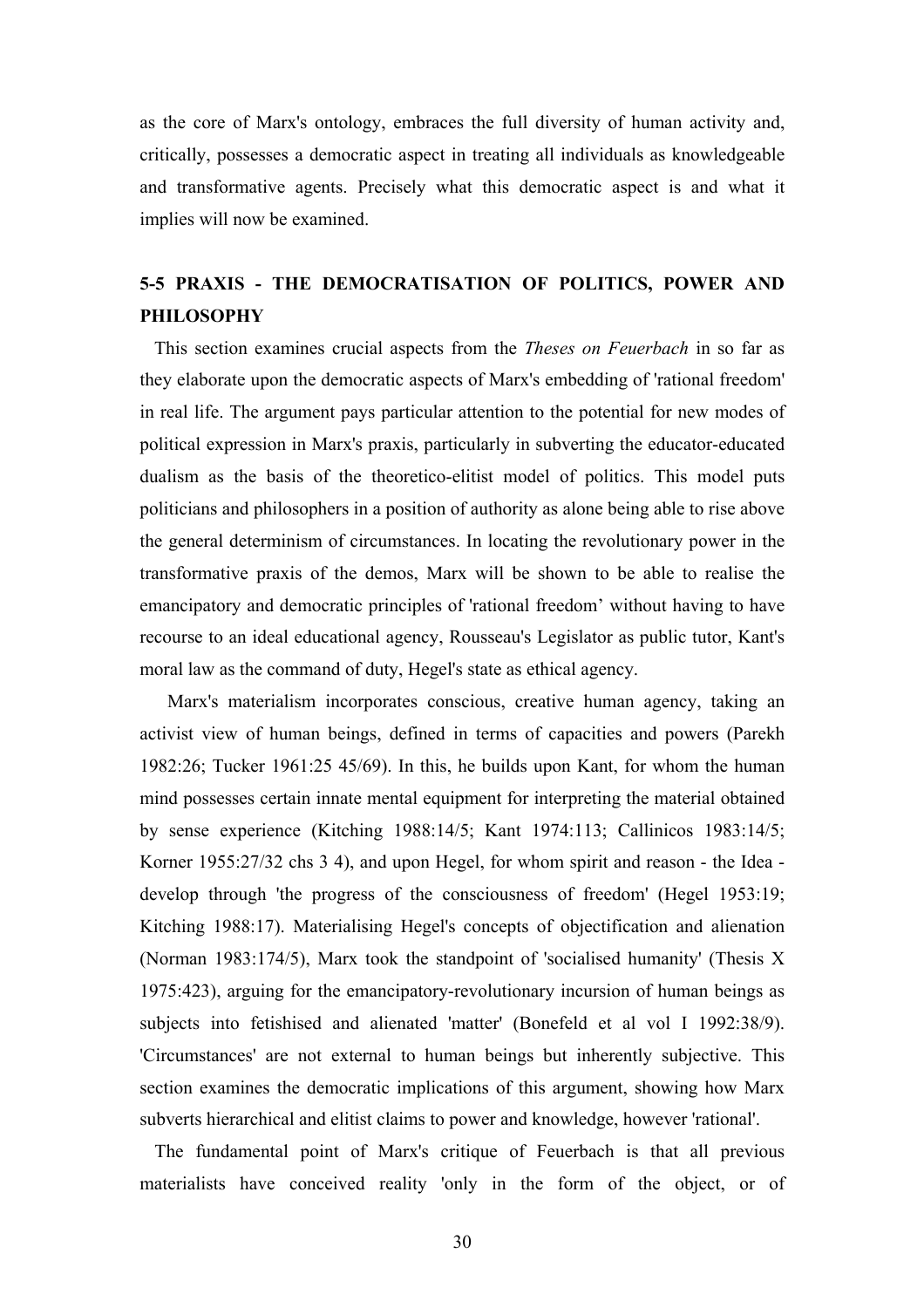as the core of Marx's ontology, embraces the full diversity of human activity and, critically, possesses a democratic aspect in treating all individuals as knowledgeable and transformative agents. Precisely what this democratic aspect is and what it implies will now be examined.

## 5-5 PRAXIS - THE DEMOCRATISATION OF POLITICS, POWER AND PHILOSOPHY

This section examines crucial aspects from the *Theses on Feuerbach* in so far as they elaborate upon the democratic aspects of Marx's embedding of 'rational freedom' in real life. The argument pays particular attention to the potential for new modes of political expression in Marx's praxis, particularly in subverting the educator-educated dualism as the basis of the theoretico-elitist model of politics. This model puts politicians and philosophers in a position of authority as alone being able to rise above the general determinism of circumstances. In locating the revolutionary power in the transformative praxis of the demos, Marx will be shown to be able to realise the emancipatory and democratic principles of 'rational freedom' without having to have recourse to an ideal educational agency, Rousseau's Legislator as public tutor, Kant's moral law as the command of duty, Hegel's state as ethical agency.

Marx's materialism incorporates conscious, creative human agency, taking an activist view of human beings, defined in terms of capacities and powers (Parekh 1982:26; Tucker 1961:25 45/69). In this, he builds upon Kant, for whom the human mind possesses certain innate mental equipment for interpreting the material obtained by sense experience (Kitching 1988:14/5; Kant 1974:113; Callinicos 1983:14/5; Korner 1955:27/32 chs 3 4), and upon Hegel, for whom spirit and reason - the Idea - develop through 'the progress of the consciousness of freedom' (Hegel 1953:19; Kitching 1988:17). Materialising Hegel's concepts of objectification and alienation (Norman 1983:174/5), Marx took the standpoint of 'socialised humanity' (Thesis X 1975:423), arguing for the emancipatory-revolutionary incursion of human beings as subjects into fetishised and alienated 'matter' (Bonefeld et al vol I 1992:38/9). 'Circumstances' are not external to human beings but inherently subjective. This section examines the democratic implications of this argument, showing how Marx subverts hierarchical and elitist claims to power and knowledge, however 'rational'.

The fundamental point of Marx's critique of Feuerbach is that all previous materialists have conceived reality 'only in the form of the object, or of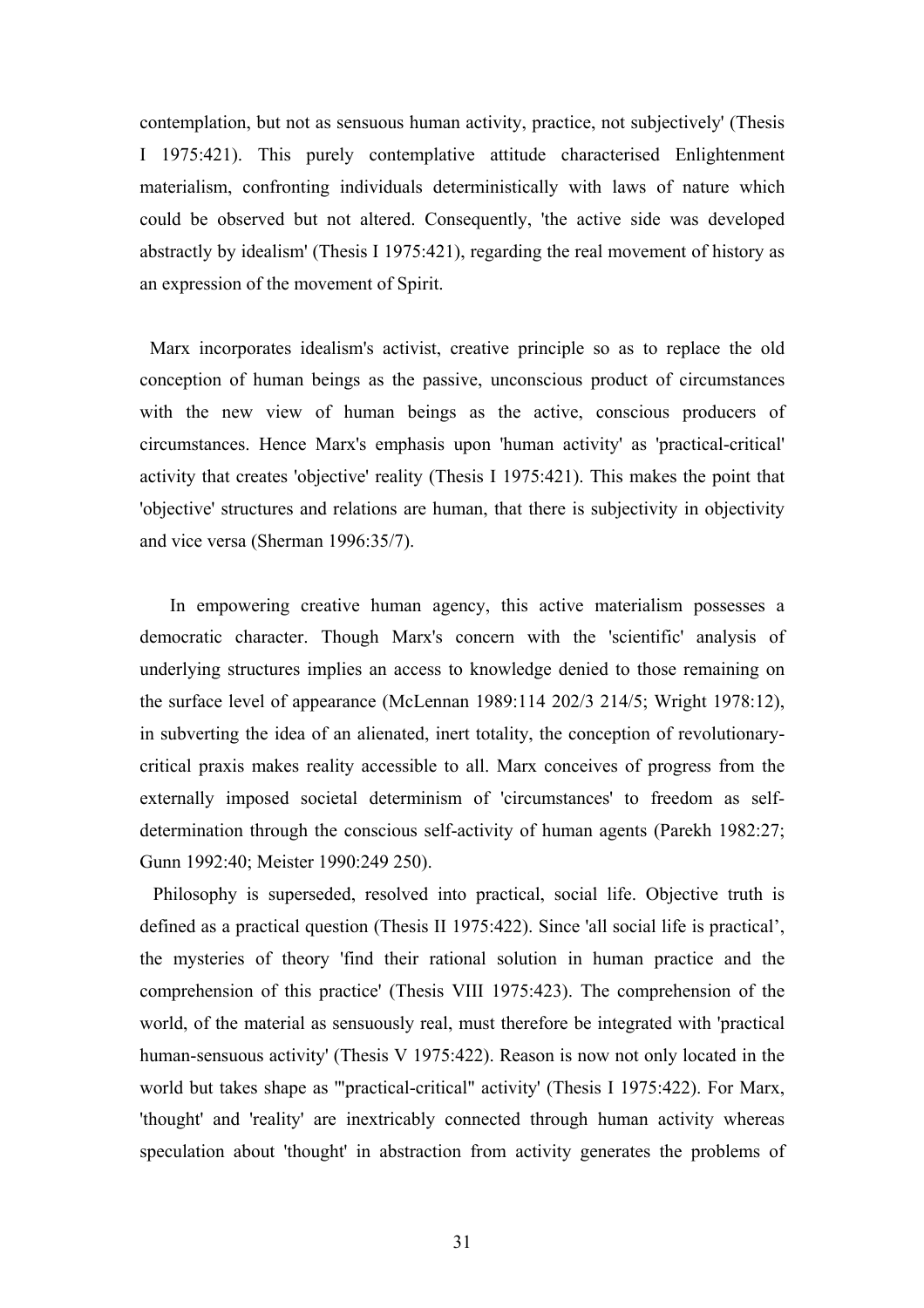contemplation, but not as sensuous human activity, practice, not subjectively' (Thesis I 1975:421). This purely contemplative attitude characterised Enlightenment materialism, confronting individuals deterministically with laws of nature which could be observed but not altered. Consequently, 'the active side was developed abstractly by idealism' (Thesis I 1975:421), regarding the real movement of history as an expression of the movement of Spirit.

Marx incorporates idealism's activist, creative principle so as to replace the old conception of human beings as the passive, unconscious product of circumstances with the new view of human beings as the active, conscious producers of circumstances. Hence Marx's emphasis upon 'human activity' as 'practical-critical' activity that creates 'objective' reality (Thesis I 1975:421). This makes the point that 'objective' structures and relations are human, that there is subjectivity in objectivity and vice versa (Sherman 1996:35/7).

In empowering creative human agency, this active materialism possesses a democratic character. Though Marx's concern with the 'scientific' analysis of underlying structures implies an access to knowledge denied to those remaining on the surface level of appearance (McLennan 1989:114 202/3 214/5; Wright 1978:12), in subverting the idea of an alienated, inert totality, the conception of revolutionary-critical praxis makes reality accessible to all. Marx conceives of progress from the externally imposed societal determinism of 'circumstances' to freedom as self-determination through the conscious self-activity of human agents (Parekh 1982:27; Gunn 1992:40; Meister 1990:249 250).

Philosophy is superseded, resolved into practical, social life. Objective truth is defined as a practical question (Thesis II 1975:422). Since 'all social life is practical', the mysteries of theory 'find their rational solution in human practice and the comprehension of this practice' (Thesis VIII 1975:423). The comprehension of the world, of the material as sensuously real, must therefore be integrated with 'practical human-sensuous activity' (Thesis V 1975:422). Reason is now not only located in the world but takes shape as '"practical-critical" activity' (Thesis I 1975:422). For Marx, 'thought' and 'reality' are inextricably connected through human activity whereas speculation about 'thought' in abstraction from activity generates the problems of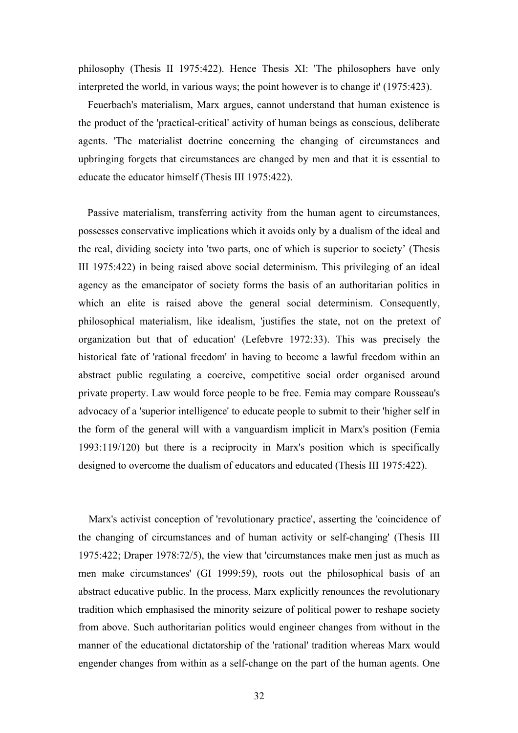philosophy (Thesis II 1975:422). Hence Thesis XI: 'The philosophers have only interpreted the world, in various ways; the point however is to change it' (1975:423).

Feuerbach's materialism, Marx argues, cannot understand that human existence is the product of the 'practical-critical' activity of human beings as conscious, deliberate agents. 'The materialist doctrine concerning the changing of circumstances and upbringing forgets that circumstances are changed by men and that it is essential to educate the educator himself (Thesis III 1975:422).

Passive materialism, transferring activity from the human agent to circumstances, possesses conservative implications which it avoids only by a dualism of the ideal and the real, dividing society into 'two parts, one of which is superior to society' (Thesis III 1975:422) in being raised above social determinism. This privileging of an ideal agency as the emancipator of society forms the basis of an authoritarian politics in which an elite is raised above the general social determinism. Consequently, philosophical materialism, like idealism, 'justifies the state, not on the pretext of organization but that of education' (Lefebvre 1972:33). This was precisely the historical fate of 'rational freedom' in having to become a lawful freedom within an abstract public regulating a coercive, competitive social order organised around private property. Law would force people to be free. Femia may compare Rousseau's advocacy of a 'superior intelligence' to educate people to submit to their 'higher self in the form of the general will with a vanguardism implicit in Marx's position (Femia 1993:119/120) but there is a reciprocity in Marx's position which is specifically designed to overcome the dualism of educators and educated (Thesis III 1975:422).

Marx's activist conception of 'revolutionary practice', asserting the 'coincidence of the changing of circumstances and of human activity or self-changing' (Thesis III 1975:422; Draper 1978:72/5), the view that 'circumstances make men just as much as men make circumstances' (GI 1999:59), roots out the philosophical basis of an abstract educative public. In the process, Marx explicitly renounces the revolutionary tradition which emphasised the minority seizure of political power to reshape society from above. Such authoritarian politics would engineer changes from without in the manner of the educational dictatorship of the 'rational' tradition whereas Marx would engender changes from within as a self-change on the part of the human agents. One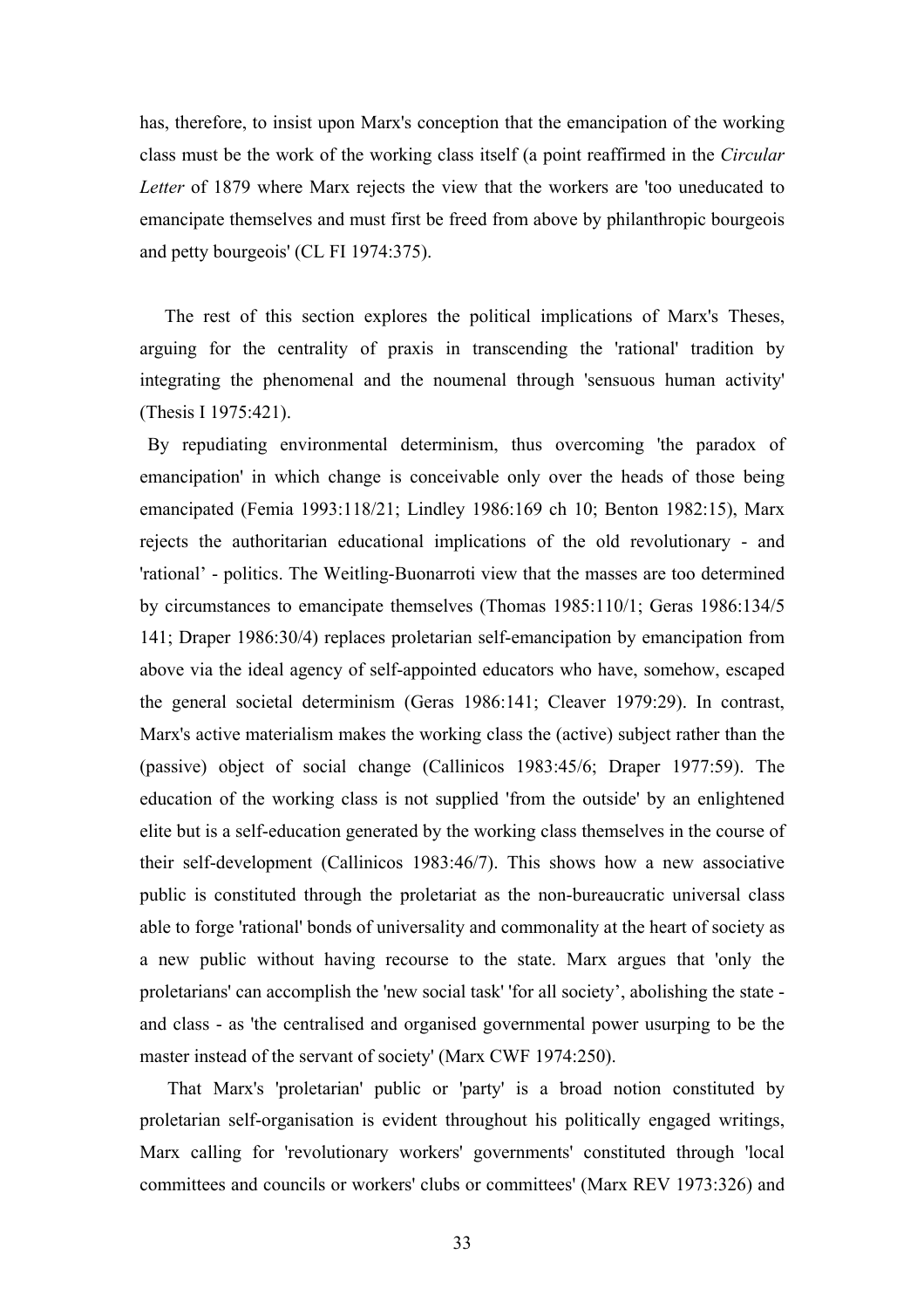has, therefore, to insist upon Marx's conception that the emancipation of the working class must be the work of the working class itself (a point reaffirmed in the *Circular Letter* of 1879 where Marx rejects the view that the workers are 'too uneducated to emancipate themselves and must first be freed from above by philanthropic bourgeois and petty bourgeois' (CL FI 1974:375).

The rest of this section explores the political implications of Marx's Theses, arguing for the centrality of praxis in transcending the 'rational' tradition by integrating the phenomenal and the noumenal through 'sensuous human activity' (Thesis I 1975:421).

By repudiating environmental determinism, thus overcoming 'the paradox of emancipation' in which change is conceivable only over the heads of those being emancipated (Femia 1993:118/21; Lindley 1986:169 ch 10; Benton 1982:15), Marx rejects the authoritarian educational implications of the old revolutionary - and 'rational' - politics. The Weitling-Buonarroti view that the masses are too determined by circumstances to emancipate themselves (Thomas 1985:110/1; Geras 1986:134/5 141; Draper 1986:30/4) replaces proletarian self-emancipation by emancipation from above via the ideal agency of self-appointed educators who have, somehow, escaped the general societal determinism (Geras 1986:141; Cleaver 1979:29). In contrast, Marx's active materialism makes the working class the (active) subject rather than the (passive) object of social change (Callinicos 1983:45/6; Draper 1977:59). The education of the working class is not supplied 'from the outside' by an enlightened elite but is a self-education generated by the working class themselves in the course of their self-development (Callinicos 1983:46/7). This shows how a new associative public is constituted through the proletariat as the non-bureaucratic universal class able to forge 'rational' bonds of universality and commonality at the heart of society as a new public without having recourse to the state. Marx argues that 'only the proletarians' can accomplish the 'new social task' 'for all society', abolishing the state - and class - as 'the centralised and organised governmental power usurping to be the master instead of the servant of society' (Marx CWF 1974:250).

That Marx's 'proletarian' public or 'party' is a broad notion constituted by proletarian self-organisation is evident throughout his politically engaged writings, Marx calling for 'revolutionary workers' governments' constituted through 'local committees and councils or workers' clubs or committees' (Marx REV 1973:326) and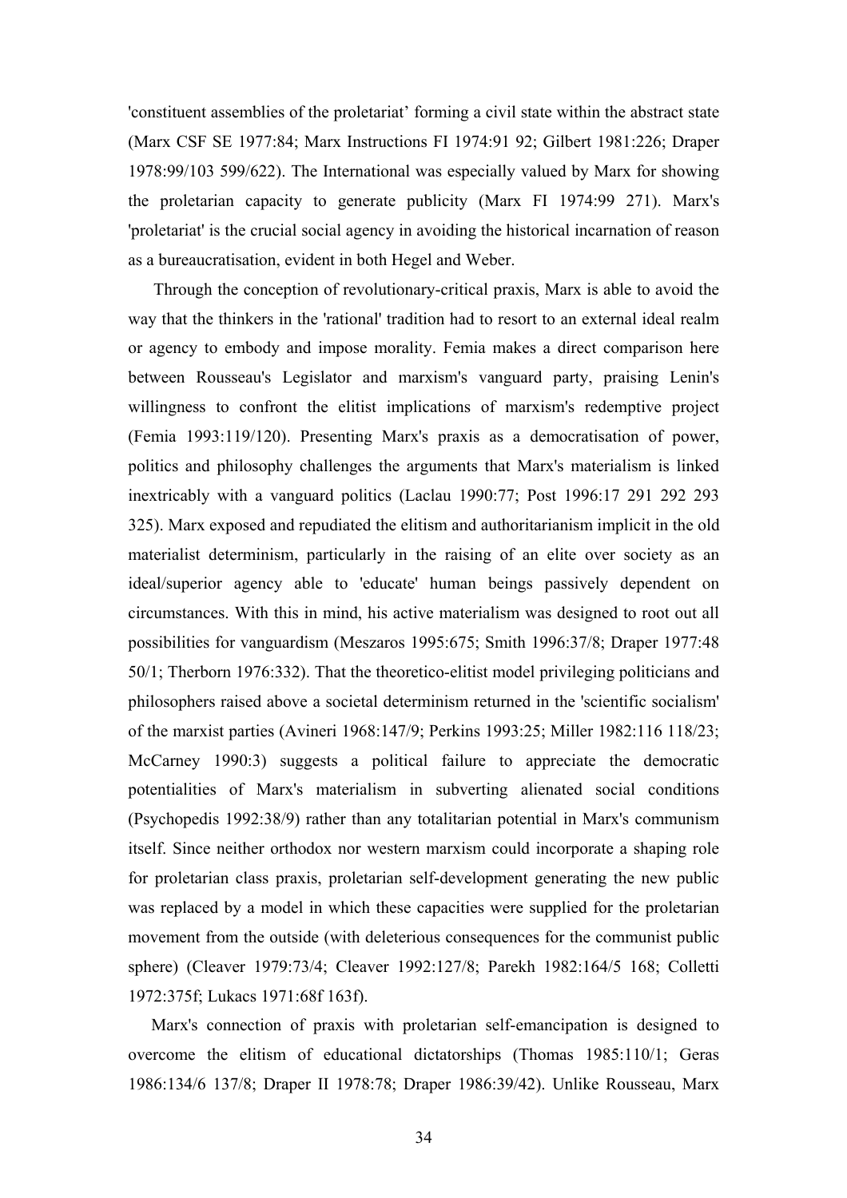'constituent assemblies of the proletariat' forming a civil state within the abstract state (Marx CSF SE 1977:84; Marx Instructions FI 1974:91 92; Gilbert 1981:226; Draper 1978:99/103 599/622). The International was especially valued by Marx for showing the proletarian capacity to generate publicity (Marx FI 1974:99 271). Marx's 'proletariat' is the crucial social agency in avoiding the historical incarnation of reason as a bureaucratisation, evident in both Hegel and Weber.

Through the conception of revolutionary-critical praxis, Marx is able to avoid the way that the thinkers in the 'rational' tradition had to resort to an external ideal realm or agency to embody and impose morality. Femia makes a direct comparison here between Rousseau's Legislator and marxism's vanguard party, praising Lenin's willingness to confront the elitist implications of marxism's redemptive project (Femia 1993:119/120). Presenting Marx's praxis as a democratisation of power, politics and philosophy challenges the arguments that Marx's materialism is linked inextricably with a vanguard politics (Laclau 1990:77; Post 1996:17 291 292 293 325). Marx exposed and repudiated the elitism and authoritarianism implicit in the old materialist determinism, particularly in the raising of an elite over society as an ideal/superior agency able to 'educate' human beings passively dependent on circumstances. With this in mind, his active materialism was designed to root out all possibilities for vanguardism (Meszaros 1995:675; Smith 1996:37/8; Draper 1977:48 50/1; Therborn 1976:332). That the theoretico-elitist model privileging politicians and philosophers raised above a societal determinism returned in the 'scientific socialism' of the marxist parties (Avineri 1968:147/9; Perkins 1993:25; Miller 1982:116 118/23; McCarney 1990:3) suggests a political failure to appreciate the democratic potentialities of Marx's materialism in subverting alienated social conditions (Psychopedis 1992:38/9) rather than any totalitarian potential in Marx's communism itself. Since neither orthodox nor western marxism could incorporate a shaping role for proletarian class praxis, proletarian self-development generating the new public was replaced by a model in which these capacities were supplied for the proletarian movement from the outside (with deleterious consequences for the communist public sphere) (Cleaver 1979:73/4; Cleaver 1992:127/8; Parekh 1982:164/5 168; Colletti 1972:375f; Lukacs 1971:68f 163f).

Marx's connection of praxis with proletarian self-emancipation is designed to overcome the elitism of educational dictatorships (Thomas 1985:110/1; Geras 1986:134/6 137/8; Draper II 1978:78; Draper 1986:39/42). Unlike Rousseau, Marx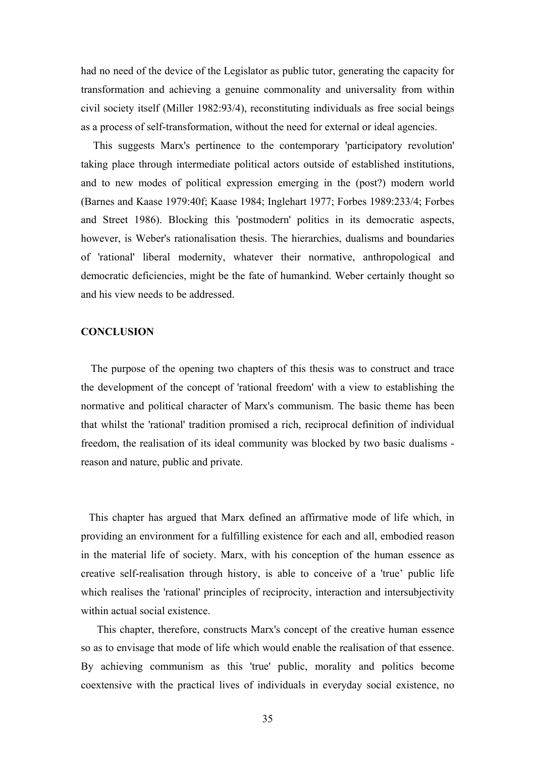had no need of the device of the Legislator as public tutor, generating the capacity for transformation and achieving a genuine commonality and universality from within civil society itself (Miller 1982:93/4), reconstituting individuals as free social beings as a process of self-transformation, without the need for external or ideal agencies.

This suggests Marx's pertinence to the contemporary 'participatory revolution' taking place through intermediate political actors outside of established institutions, and to new modes of political expression emerging in the (post?) modern world (Barnes and Kaase 1979:40f; Kaase 1984; Inglehart 1977; Forbes 1989:233/4; Forbes and Street 1986). Blocking this 'postmodern' politics in its democratic aspects, however, is Weber's rationalisation thesis. The hierarchies, dualisms and boundaries of 'rational' liberal modernity, whatever their normative, anthropological and democratic deficiencies, might be the fate of humankind. Weber certainly thought so and his view needs to be addressed.

**CONCLUSION**

The purpose of the opening two chapters of this thesis was to construct and trace the development of the concept of 'rational freedom' with a view to establishing the normative and political character of Marx's communism. The basic theme has been that whilst the 'rational' tradition promised a rich, reciprocal definition of individual freedom, the realisation of its ideal community was blocked by two basic dualisms - reason and nature, public and private.

This chapter has argued that Marx defined an affirmative mode of life which, in providing an environment for a fulfilling existence for each and all, embodied reason in the material life of society. Marx, with his conception of the human essence as creative self-realisation through history, is able to conceive of a 'true' public life which realises the 'rational' principles of reciprocity, interaction and intersubjectivity within actual social existence.

This chapter, therefore, constructs Marx's concept of the creative human essence so as to envisage that mode of life which would enable the realisation of that essence. By achieving communism as this 'true' public, morality and politics become coextensive with the practical lives of individuals in everyday social existence, no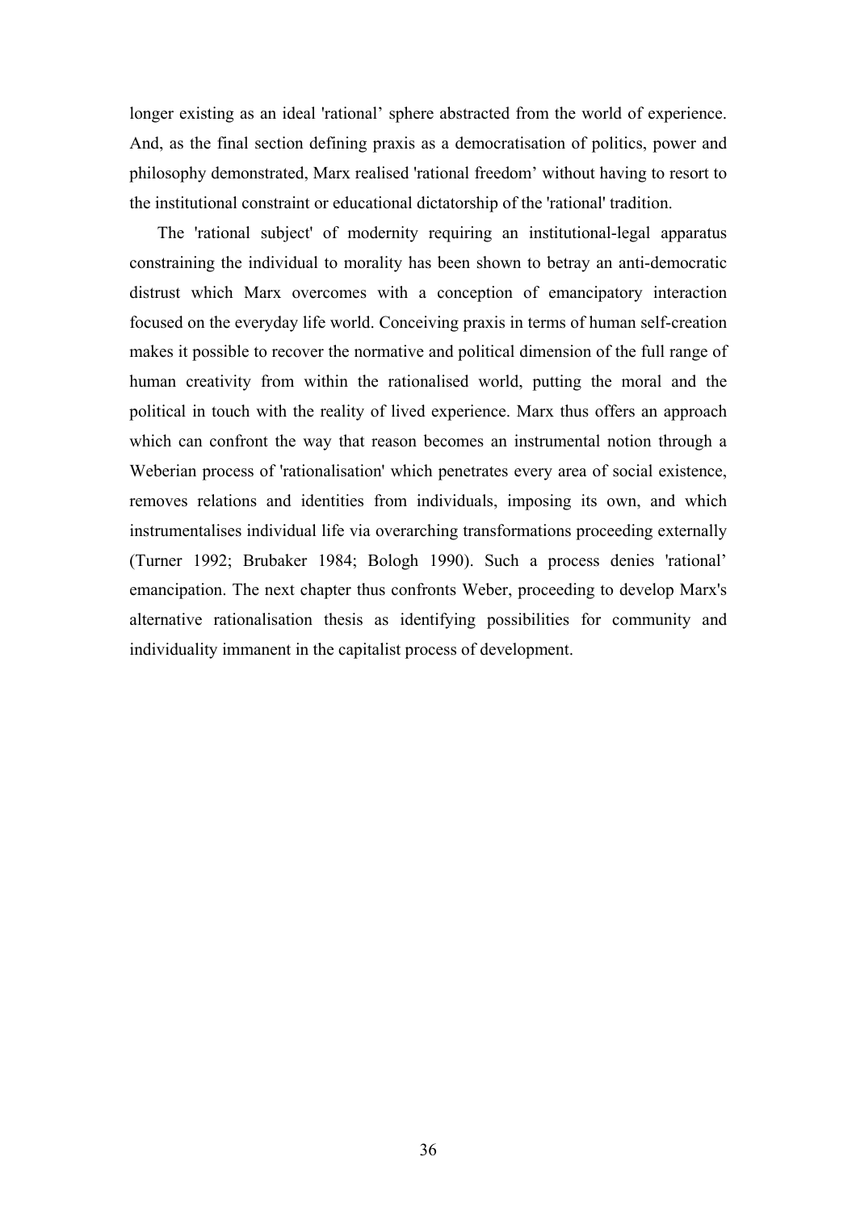longer existing as an ideal 'rational' sphere abstracted from the world of experience. And, as the final section defining praxis as a democratisation of politics, power and philosophy demonstrated, Marx realised 'rational freedom' without having to resort to the institutional constraint or educational dictatorship of the 'rational' tradition.

The 'rational subject' of modernity requiring an institutional-legal apparatus constraining the individual to morality has been shown to betray an anti-democratic distrust which Marx overcomes with a conception of emancipatory interaction focused on the everyday life world. Conceiving praxis in terms of human self-creation makes it possible to recover the normative and political dimension of the full range of human creativity from within the rationalised world, putting the moral and the political in touch with the reality of lived experience. Marx thus offers an approach which can confront the way that reason becomes an instrumental notion through a Weberian process of 'rationalisation' which penetrates every area of social existence, removes relations and identities from individuals, imposing its own, and which instrumentalises individual life via overarching transformations proceeding externally (Turner 1992; Brubaker 1984; Bologh 1990). Such a process denies 'rational' emancipation. The next chapter thus confronts Weber, proceeding to develop Marx's alternative rationalisation thesis as identifying possibilities for community and individuality immanent in the capitalist process of development.